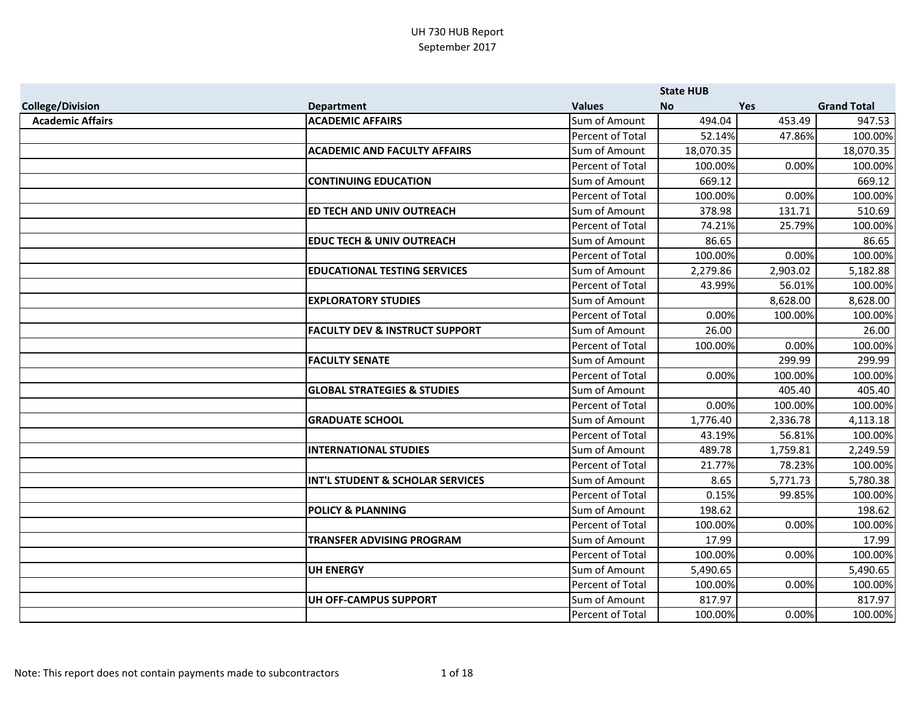UH 730 HUB Report
September 2017

| College/Division | Department | Values | State HUB No | Yes | Grand Total |
|---|---|---|---|---|---|
| Academic Affairs | ACADEMIC AFFAIRS | Sum of Amount | 494.04 | 453.49 | 947.53 |
| | | Percent of Total | 52.14% | 47.86% | 100.00% |
| | ACADEMIC AND FACULTY AFFAIRS | Sum of Amount | 18,070.35 | | 18,070.35 |
| | | Percent of Total | 100.00% | 0.00% | 100.00% |
| | CONTINUING EDUCATION | Sum of Amount | 669.12 | | 669.12 |
| | | Percent of Total | 100.00% | 0.00% | 100.00% |
| | ED TECH AND UNIV OUTREACH | Sum of Amount | 378.98 | 131.71 | 510.69 |
| | | Percent of Total | 74.21% | 25.79% | 100.00% |
| | EDUC TECH & UNIV OUTREACH | Sum of Amount | 86.65 | | 86.65 |
| | | Percent of Total | 100.00% | 0.00% | 100.00% |
| | EDUCATIONAL TESTING SERVICES | Sum of Amount | 2,279.86 | 2,903.02 | 5,182.88 |
| | | Percent of Total | 43.99% | 56.01% | 100.00% |
| | EXPLORATORY STUDIES | Sum of Amount | | 8,628.00 | 8,628.00 |
| | | Percent of Total | 0.00% | 100.00% | 100.00% |
| | FACULTY DEV & INSTRUCT SUPPORT | Sum of Amount | 26.00 | | 26.00 |
| | | Percent of Total | 100.00% | 0.00% | 100.00% |
| | FACULTY SENATE | Sum of Amount | | 299.99 | 299.99 |
| | | Percent of Total | 0.00% | 100.00% | 100.00% |
| | GLOBAL STRATEGIES & STUDIES | Sum of Amount | | 405.40 | 405.40 |
| | | Percent of Total | 0.00% | 100.00% | 100.00% |
| | GRADUATE SCHOOL | Sum of Amount | 1,776.40 | 2,336.78 | 4,113.18 |
| | | Percent of Total | 43.19% | 56.81% | 100.00% |
| | INTERNATIONAL STUDIES | Sum of Amount | 489.78 | 1,759.81 | 2,249.59 |
| | | Percent of Total | 21.77% | 78.23% | 100.00% |
| | INT'L STUDENT & SCHOLAR SERVICES | Sum of Amount | 8.65 | 5,771.73 | 5,780.38 |
| | | Percent of Total | 0.15% | 99.85% | 100.00% |
| | POLICY & PLANNING | Sum of Amount | 198.62 | | 198.62 |
| | | Percent of Total | 100.00% | 0.00% | 100.00% |
| | TRANSFER ADVISING PROGRAM | Sum of Amount | 17.99 | | 17.99 |
| | | Percent of Total | 100.00% | 0.00% | 100.00% |
| | UH ENERGY | Sum of Amount | 5,490.65 | | 5,490.65 |
| | | Percent of Total | 100.00% | 0.00% | 100.00% |
| | UH OFF-CAMPUS SUPPORT | Sum of Amount | 817.97 | | 817.97 |
| | | Percent of Total | 100.00% | 0.00% | 100.00% |

Note: This report does not contain payments made to subcontractors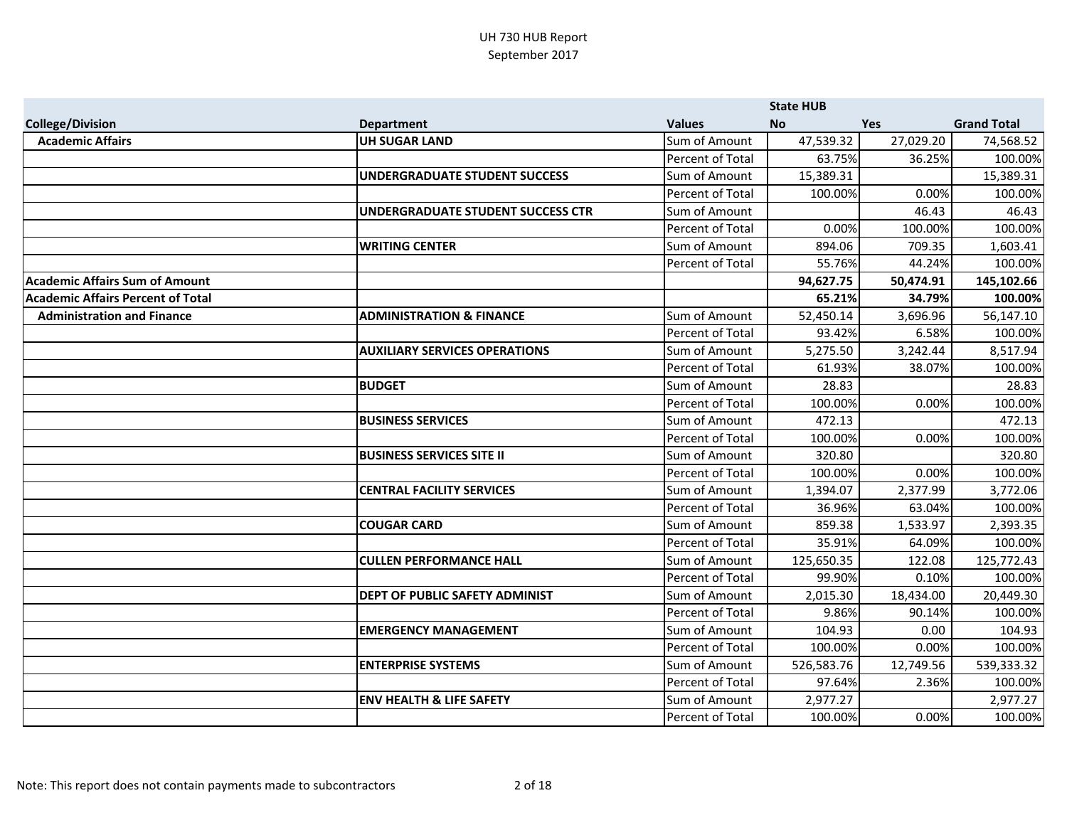UH 730 HUB Report
September 2017

| | | | State HUB | | |
|---|---|---|---|---|---|
| College/Division | Department | Values | No | Yes | Grand Total |
| **Academic Affairs** | **UH SUGAR LAND** | Sum of Amount | 47,539.32 | 27,029.20 | 74,568.52 |
| | | Percent of Total | 63.75% | 36.25% | 100.00% |
| | **UNDERGRADUATE STUDENT SUCCESS** | Sum of Amount | 15,389.31 | | 15,389.31 |
| | | Percent of Total | 100.00% | 0.00% | 100.00% |
| | **UNDERGRADUATE STUDENT SUCCESS CTR** | Sum of Amount | | 46.43 | 46.43 |
| | | Percent of Total | 0.00% | 100.00% | 100.00% |
| | **WRITING CENTER** | Sum of Amount | 894.06 | 709.35 | 1,603.41 |
| | | Percent of Total | 55.76% | 44.24% | 100.00% |
| **Academic Affairs Sum of Amount** | | | **94,627.75** | **50,474.91** | **145,102.66** |
| **Academic Affairs Percent of Total** | | | **65.21%** | **34.79%** | **100.00%** |
| **Administration and Finance** | **ADMINISTRATION & FINANCE** | Sum of Amount | 52,450.14 | 3,696.96 | 56,147.10 |
| | | Percent of Total | 93.42% | 6.58% | 100.00% |
| | **AUXILIARY SERVICES OPERATIONS** | Sum of Amount | 5,275.50 | 3,242.44 | 8,517.94 |
| | | Percent of Total | 61.93% | 38.07% | 100.00% |
| | **BUDGET** | Sum of Amount | 28.83 | | 28.83 |
| | | Percent of Total | 100.00% | 0.00% | 100.00% |
| | **BUSINESS SERVICES** | Sum of Amount | 472.13 | | 472.13 |
| | | Percent of Total | 100.00% | 0.00% | 100.00% |
| | **BUSINESS SERVICES SITE II** | Sum of Amount | 320.80 | | 320.80 |
| | | Percent of Total | 100.00% | 0.00% | 100.00% |
| | **CENTRAL FACILITY SERVICES** | Sum of Amount | 1,394.07 | 2,377.99 | 3,772.06 |
| | | Percent of Total | 36.96% | 63.04% | 100.00% |
| | **COUGAR CARD** | Sum of Amount | 859.38 | 1,533.97 | 2,393.35 |
| | | Percent of Total | 35.91% | 64.09% | 100.00% |
| | **CULLEN PERFORMANCE HALL** | Sum of Amount | 125,650.35 | 122.08 | 125,772.43 |
| | | Percent of Total | 99.90% | 0.10% | 100.00% |
| | **DEPT OF PUBLIC SAFETY ADMINIST** | Sum of Amount | 2,015.30 | 18,434.00 | 20,449.30 |
| | | Percent of Total | 9.86% | 90.14% | 100.00% |
| | **EMERGENCY MANAGEMENT** | Sum of Amount | 104.93 | 0.00 | 104.93 |
| | | Percent of Total | 100.00% | 0.00% | 100.00% |
| | **ENTERPRISE SYSTEMS** | Sum of Amount | 526,583.76 | 12,749.56 | 539,333.32 |
| | | Percent of Total | 97.64% | 2.36% | 100.00% |
| | **ENV HEALTH & LIFE SAFETY** | Sum of Amount | 2,977.27 | | 2,977.27 |
| | | Percent of Total | 100.00% | 0.00% | 100.00% |

Note: This report does not contain payments made to subcontractors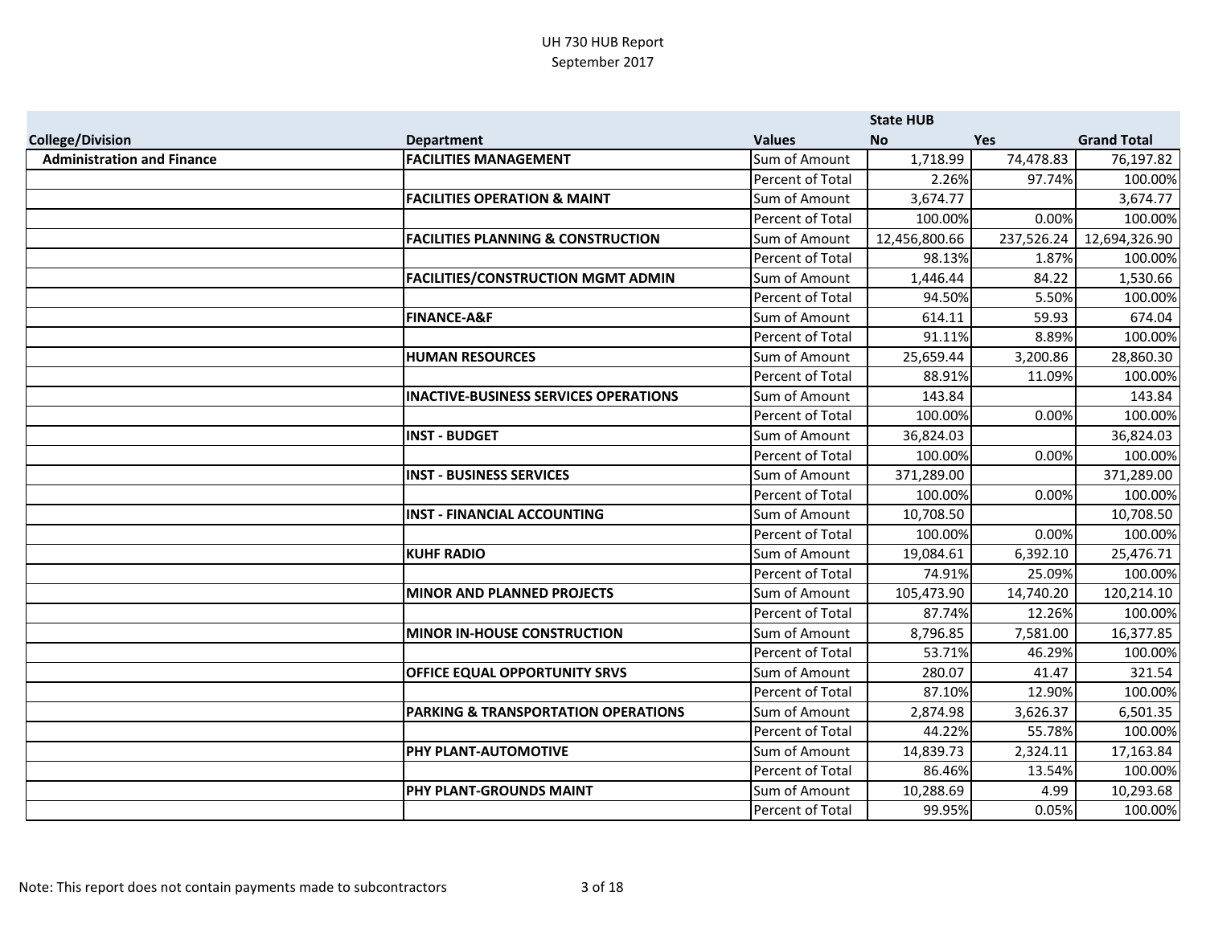# UH 730 HUB Report
September 2017

| | | | State HUB | | |
|---|---|---|---|---|---|
| **College/Division** | **Department** | **Values** | **No** | **Yes** | **Grand Total** |
| **Administration and Finance** | **FACILITIES MANAGEMENT** | Sum of Amount | 1,718.99 | 74,478.83 | 76,197.82 |
| | | Percent of Total | 2.26% | 97.74% | 100.00% |
| | **FACILITIES OPERATION & MAINT** | Sum of Amount | 3,674.77 | | 3,674.77 |
| | | Percent of Total | 100.00% | 0.00% | 100.00% |
| | **FACILITIES PLANNING & CONSTRUCTION** | Sum of Amount | 12,456,800.66 | 237,526.24 | 12,694,326.90 |
| | | Percent of Total | 98.13% | 1.87% | 100.00% |
| | **FACILITIES/CONSTRUCTION MGMT ADMIN** | Sum of Amount | 1,446.44 | 84.22 | 1,530.66 |
| | | Percent of Total | 94.50% | 5.50% | 100.00% |
| | **FINANCE-A&F** | Sum of Amount | 614.11 | 59.93 | 674.04 |
| | | Percent of Total | 91.11% | 8.89% | 100.00% |
| | **HUMAN RESOURCES** | Sum of Amount | 25,659.44 | 3,200.86 | 28,860.30 |
| | | Percent of Total | 88.91% | 11.09% | 100.00% |
| | **INACTIVE-BUSINESS SERVICES OPERATIONS** | Sum of Amount | 143.84 | | 143.84 |
| | | Percent of Total | 100.00% | 0.00% | 100.00% |
| | **INST - BUDGET** | Sum of Amount | 36,824.03 | | 36,824.03 |
| | | Percent of Total | 100.00% | 0.00% | 100.00% |
| | **INST - BUSINESS SERVICES** | Sum of Amount | 371,289.00 | | 371,289.00 |
| | | Percent of Total | 100.00% | 0.00% | 100.00% |
| | **INST - FINANCIAL ACCOUNTING** | Sum of Amount | 10,708.50 | | 10,708.50 |
| | | Percent of Total | 100.00% | 0.00% | 100.00% |
| | **KUHF RADIO** | Sum of Amount | 19,084.61 | 6,392.10 | 25,476.71 |
| | | Percent of Total | 74.91% | 25.09% | 100.00% |
| | **MINOR AND PLANNED PROJECTS** | Sum of Amount | 105,473.90 | 14,740.20 | 120,214.10 |
| | | Percent of Total | 87.74% | 12.26% | 100.00% |
| | **MINOR IN-HOUSE CONSTRUCTION** | Sum of Amount | 8,796.85 | 7,581.00 | 16,377.85 |
| | | Percent of Total | 53.71% | 46.29% | 100.00% |
| | **OFFICE EQUAL OPPORTUNITY SRVS** | Sum of Amount | 280.07 | 41.47 | 321.54 |
| | | Percent of Total | 87.10% | 12.90% | 100.00% |
| | **PARKING & TRANSPORTATION OPERATIONS** | Sum of Amount | 2,874.98 | 3,626.37 | 6,501.35 |
| | | Percent of Total | 44.22% | 55.78% | 100.00% |
| | **PHY PLANT-AUTOMOTIVE** | Sum of Amount | 14,839.73 | 2,324.11 | 17,163.84 |
| | | Percent of Total | 86.46% | 13.54% | 100.00% |
| | **PHY PLANT-GROUNDS MAINT** | Sum of Amount | 10,288.69 | 4.99 | 10,293.68 |
| | | Percent of Total | 99.95% | 0.05% | 100.00% |

Note: This report does not contain payments made to subcontractors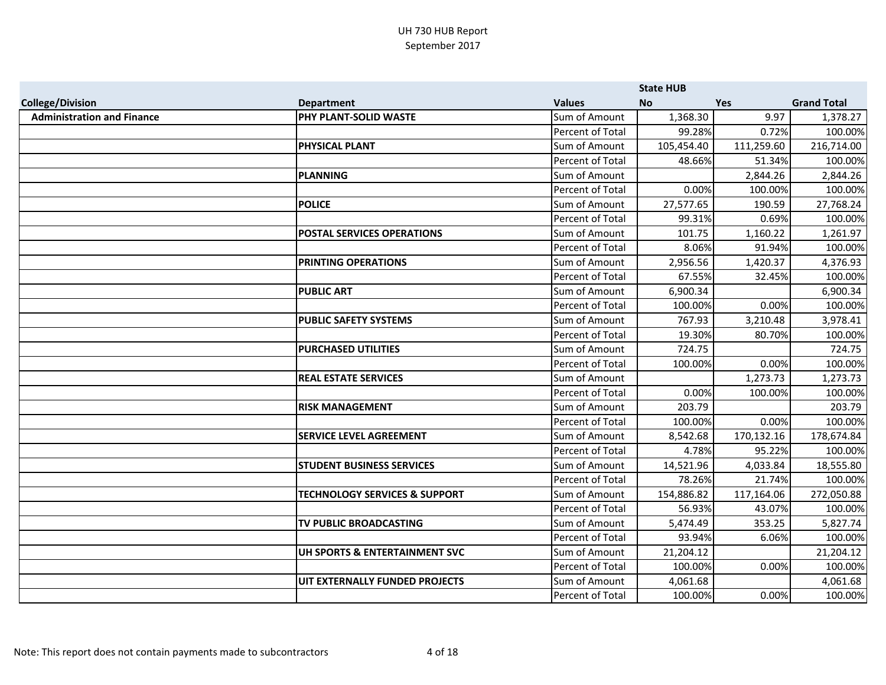UH 730 HUB Report
September 2017

| College/Division | Department | Values | State HUB No | Yes | Grand Total |
|---|---|---|---|---|---|
| Administration and Finance | PHY PLANT-SOLID WASTE | Sum of Amount | 1,368.30 | 9.97 | 1,378.27 |
| | | Percent of Total | 99.28% | 0.72% | 100.00% |
| | PHYSICAL PLANT | Sum of Amount | 105,454.40 | 111,259.60 | 216,714.00 |
| | | Percent of Total | 48.66% | 51.34% | 100.00% |
| | PLANNING | Sum of Amount | | 2,844.26 | 2,844.26 |
| | | Percent of Total | 0.00% | 100.00% | 100.00% |
| | POLICE | Sum of Amount | 27,577.65 | 190.59 | 27,768.24 |
| | | Percent of Total | 99.31% | 0.69% | 100.00% |
| | POSTAL SERVICES OPERATIONS | Sum of Amount | 101.75 | 1,160.22 | 1,261.97 |
| | | Percent of Total | 8.06% | 91.94% | 100.00% |
| | PRINTING OPERATIONS | Sum of Amount | 2,956.56 | 1,420.37 | 4,376.93 |
| | | Percent of Total | 67.55% | 32.45% | 100.00% |
| | PUBLIC ART | Sum of Amount | 6,900.34 | | 6,900.34 |
| | | Percent of Total | 100.00% | 0.00% | 100.00% |
| | PUBLIC SAFETY SYSTEMS | Sum of Amount | 767.93 | 3,210.48 | 3,978.41 |
| | | Percent of Total | 19.30% | 80.70% | 100.00% |
| | PURCHASED UTILITIES | Sum of Amount | 724.75 | | 724.75 |
| | | Percent of Total | 100.00% | 0.00% | 100.00% |
| | REAL ESTATE SERVICES | Sum of Amount | | 1,273.73 | 1,273.73 |
| | | Percent of Total | 0.00% | 100.00% | 100.00% |
| | RISK MANAGEMENT | Sum of Amount | 203.79 | | 203.79 |
| | | Percent of Total | 100.00% | 0.00% | 100.00% |
| | SERVICE LEVEL AGREEMENT | Sum of Amount | 8,542.68 | 170,132.16 | 178,674.84 |
| | | Percent of Total | 4.78% | 95.22% | 100.00% |
| | STUDENT BUSINESS SERVICES | Sum of Amount | 14,521.96 | 4,033.84 | 18,555.80 |
| | | Percent of Total | 78.26% | 21.74% | 100.00% |
| | TECHNOLOGY SERVICES & SUPPORT | Sum of Amount | 154,886.82 | 117,164.06 | 272,050.88 |
| | | Percent of Total | 56.93% | 43.07% | 100.00% |
| | TV PUBLIC BROADCASTING | Sum of Amount | 5,474.49 | 353.25 | 5,827.74 |
| | | Percent of Total | 93.94% | 6.06% | 100.00% |
| | UH SPORTS & ENTERTAINMENT SVC | Sum of Amount | 21,204.12 | | 21,204.12 |
| | | Percent of Total | 100.00% | 0.00% | 100.00% |
| | UIT EXTERNALLY FUNDED PROJECTS | Sum of Amount | 4,061.68 | | 4,061.68 |
| | | Percent of Total | 100.00% | 0.00% | 100.00% |

Note: This report does not contain payments made to subcontractors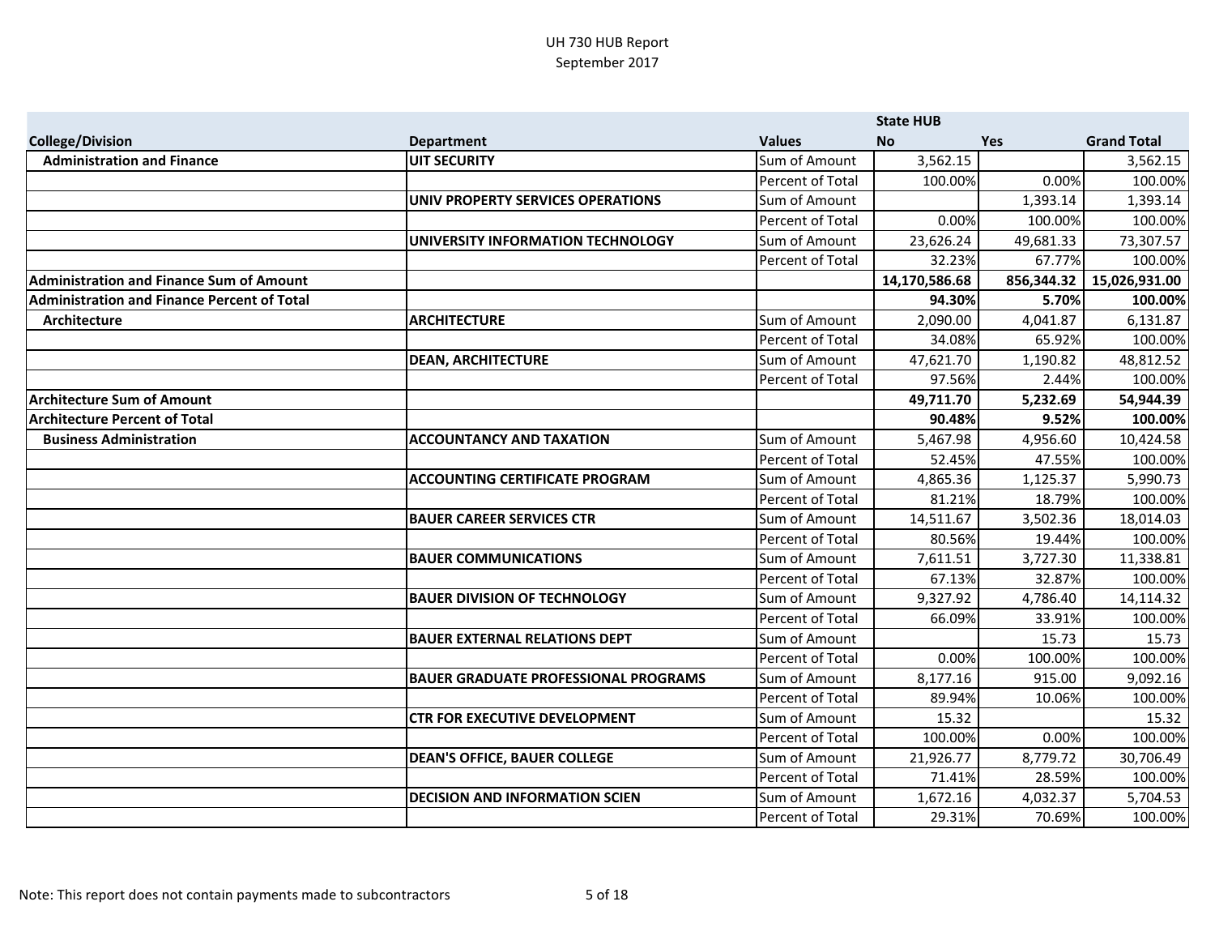# UH 730 HUB Report
September 2017

| College/Division | Department | Values | State HUB No | Yes | Grand Total |
|---|---|---|---|---|---|
| **Administration and Finance** | **UIT SECURITY** | Sum of Amount | 3,562.15 | | 3,562.15 |
| | | Percent of Total | 100.00% | 0.00% | 100.00% |
| | **UNIV PROPERTY SERVICES OPERATIONS** | Sum of Amount | | 1,393.14 | 1,393.14 |
| | | Percent of Total | 0.00% | 100.00% | 100.00% |
| | **UNIVERSITY INFORMATION TECHNOLOGY** | Sum of Amount | 23,626.24 | 49,681.33 | 73,307.57 |
| | | Percent of Total | 32.23% | 67.77% | 100.00% |
| **Administration and Finance Sum of Amount** | | | **14,170,586.68** | **856,344.32** | **15,026,931.00** |
| **Administration and Finance Percent of Total** | | | **94.30%** | **5.70%** | **100.00%** |
| **Architecture** | **ARCHITECTURE** | Sum of Amount | 2,090.00 | 4,041.87 | 6,131.87 |
| | | Percent of Total | 34.08% | 65.92% | 100.00% |
| | **DEAN, ARCHITECTURE** | Sum of Amount | 47,621.70 | 1,190.82 | 48,812.52 |
| | | Percent of Total | 97.56% | 2.44% | 100.00% |
| **Architecture Sum of Amount** | | | **49,711.70** | **5,232.69** | **54,944.39** |
| **Architecture Percent of Total** | | | **90.48%** | **9.52%** | **100.00%** |
| **Business Administration** | **ACCOUNTANCY AND TAXATION** | Sum of Amount | 5,467.98 | 4,956.60 | 10,424.58 |
| | | Percent of Total | 52.45% | 47.55% | 100.00% |
| | **ACCOUNTING CERTIFICATE PROGRAM** | Sum of Amount | 4,865.36 | 1,125.37 | 5,990.73 |
| | | Percent of Total | 81.21% | 18.79% | 100.00% |
| | **BAUER CAREER SERVICES CTR** | Sum of Amount | 14,511.67 | 3,502.36 | 18,014.03 |
| | | Percent of Total | 80.56% | 19.44% | 100.00% |
| | **BAUER COMMUNICATIONS** | Sum of Amount | 7,611.51 | 3,727.30 | 11,338.81 |
| | | Percent of Total | 67.13% | 32.87% | 100.00% |
| | **BAUER DIVISION OF TECHNOLOGY** | Sum of Amount | 9,327.92 | 4,786.40 | 14,114.32 |
| | | Percent of Total | 66.09% | 33.91% | 100.00% |
| | **BAUER EXTERNAL RELATIONS DEPT** | Sum of Amount | | 15.73 | 15.73 |
| | | Percent of Total | 0.00% | 100.00% | 100.00% |
| | **BAUER GRADUATE PROFESSIONAL PROGRAMS** | Sum of Amount | 8,177.16 | 915.00 | 9,092.16 |
| | | Percent of Total | 89.94% | 10.06% | 100.00% |
| | **CTR FOR EXECUTIVE DEVELOPMENT** | Sum of Amount | 15.32 | | 15.32 |
| | | Percent of Total | 100.00% | 0.00% | 100.00% |
| | **DEAN'S OFFICE, BAUER COLLEGE** | Sum of Amount | 21,926.77 | 8,779.72 | 30,706.49 |
| | | Percent of Total | 71.41% | 28.59% | 100.00% |
| | **DECISION AND INFORMATION SCIEN** | Sum of Amount | 1,672.16 | 4,032.37 | 5,704.53 |
| | | Percent of Total | 29.31% | 70.69% | 100.00% |

Note: This report does not contain payments made to subcontractors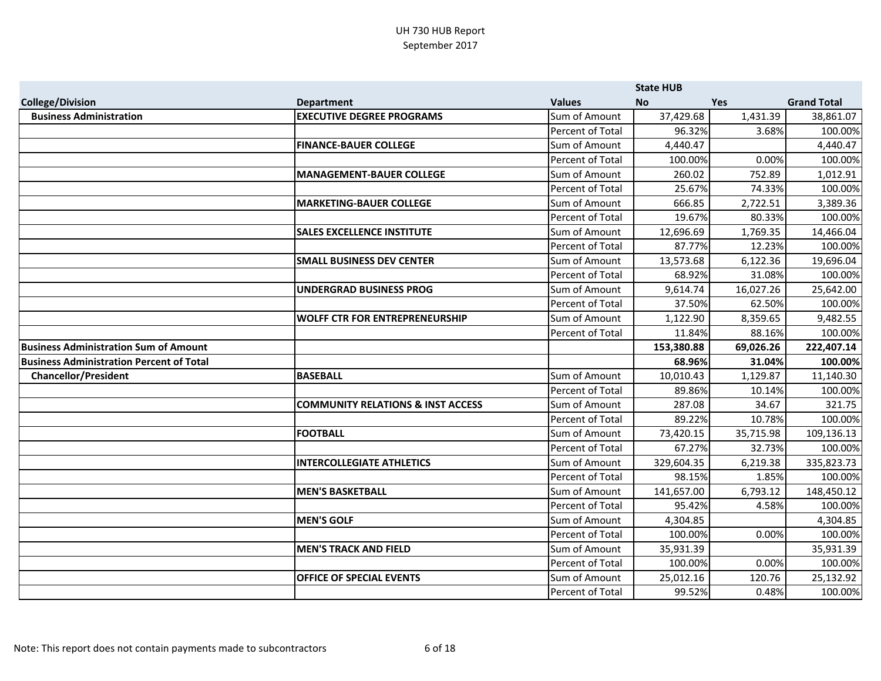UH 730 HUB Report
September 2017

| College/Division | Department | Values | State HUB No | Yes | Grand Total |
|---|---|---|---|---|---|
| **Business Administration** | **EXECUTIVE DEGREE PROGRAMS** | Sum of Amount | 37,429.68 | 1,431.39 | 38,861.07 |
| | | Percent of Total | 96.32% | 3.68% | 100.00% |
| | **FINANCE-BAUER COLLEGE** | Sum of Amount | 4,440.47 | | 4,440.47 |
| | | Percent of Total | 100.00% | 0.00% | 100.00% |
| | **MANAGEMENT-BAUER COLLEGE** | Sum of Amount | 260.02 | 752.89 | 1,012.91 |
| | | Percent of Total | 25.67% | 74.33% | 100.00% |
| | **MARKETING-BAUER COLLEGE** | Sum of Amount | 666.85 | 2,722.51 | 3,389.36 |
| | | Percent of Total | 19.67% | 80.33% | 100.00% |
| | **SALES EXCELLENCE INSTITUTE** | Sum of Amount | 12,696.69 | 1,769.35 | 14,466.04 |
| | | Percent of Total | 87.77% | 12.23% | 100.00% |
| | **SMALL BUSINESS DEV CENTER** | Sum of Amount | 13,573.68 | 6,122.36 | 19,696.04 |
| | | Percent of Total | 68.92% | 31.08% | 100.00% |
| | **UNDERGRAD BUSINESS PROG** | Sum of Amount | 9,614.74 | 16,027.26 | 25,642.00 |
| | | Percent of Total | 37.50% | 62.50% | 100.00% |
| | **WOLFF CTR FOR ENTREPRENEURSHIP** | Sum of Amount | 1,122.90 | 8,359.65 | 9,482.55 |
| | | Percent of Total | 11.84% | 88.16% | 100.00% |
| **Business Administration Sum of Amount** | | | **153,380.88** | **69,026.26** | **222,407.14** |
| **Business Administration Percent of Total** | | | **68.96%** | **31.04%** | **100.00%** |
| **Chancellor/President** | **BASEBALL** | Sum of Amount | 10,010.43 | 1,129.87 | 11,140.30 |
| | | Percent of Total | 89.86% | 10.14% | 100.00% |
| | **COMMUNITY RELATIONS & INST ACCESS** | Sum of Amount | 287.08 | 34.67 | 321.75 |
| | | Percent of Total | 89.22% | 10.78% | 100.00% |
| | **FOOTBALL** | Sum of Amount | 73,420.15 | 35,715.98 | 109,136.13 |
| | | Percent of Total | 67.27% | 32.73% | 100.00% |
| | **INTERCOLLEGIATE ATHLETICS** | Sum of Amount | 329,604.35 | 6,219.38 | 335,823.73 |
| | | Percent of Total | 98.15% | 1.85% | 100.00% |
| | **MEN'S BASKETBALL** | Sum of Amount | 141,657.00 | 6,793.12 | 148,450.12 |
| | | Percent of Total | 95.42% | 4.58% | 100.00% |
| | **MEN'S GOLF** | Sum of Amount | 4,304.85 | | 4,304.85 |
| | | Percent of Total | 100.00% | 0.00% | 100.00% |
| | **MEN'S TRACK AND FIELD** | Sum of Amount | 35,931.39 | | 35,931.39 |
| | | Percent of Total | 100.00% | 0.00% | 100.00% |
| | **OFFICE OF SPECIAL EVENTS** | Sum of Amount | 25,012.16 | 120.76 | 25,132.92 |
| | | Percent of Total | 99.52% | 0.48% | 100.00% |

Note: This report does not contain payments made to subcontractors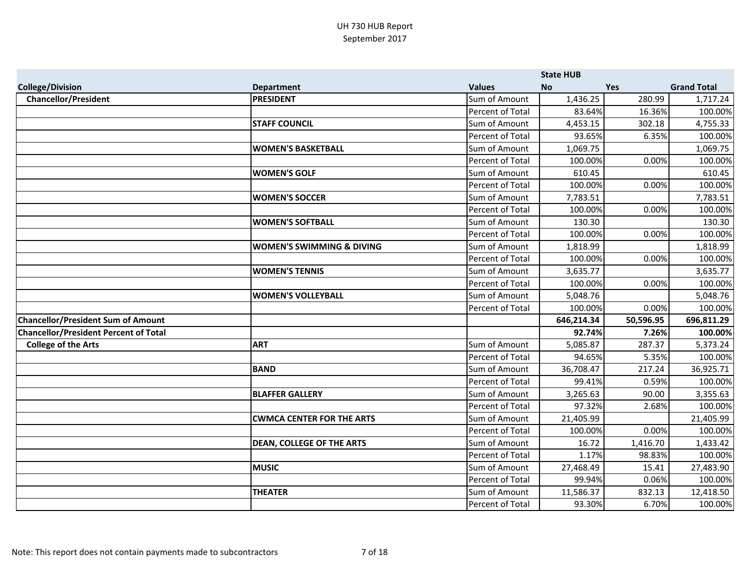# UH 730 HUB Report
## September 2017

| College/Division | Department | Values | State HUB No | Yes | Grand Total |
|---|---|---|---|---|---|
| **Chancellor/President** | **PRESIDENT** | Sum of Amount | 1,436.25 | 280.99 | 1,717.24 |
| | | Percent of Total | 83.64% | 16.36% | 100.00% |
| | **STAFF COUNCIL** | Sum of Amount | 4,453.15 | 302.18 | 4,755.33 |
| | | Percent of Total | 93.65% | 6.35% | 100.00% |
| | **WOMEN'S BASKETBALL** | Sum of Amount | 1,069.75 | | 1,069.75 |
| | | Percent of Total | 100.00% | 0.00% | 100.00% |
| | **WOMEN'S GOLF** | Sum of Amount | 610.45 | | 610.45 |
| | | Percent of Total | 100.00% | 0.00% | 100.00% |
| | **WOMEN'S SOCCER** | Sum of Amount | 7,783.51 | | 7,783.51 |
| | | Percent of Total | 100.00% | 0.00% | 100.00% |
| | **WOMEN'S SOFTBALL** | Sum of Amount | 130.30 | | 130.30 |
| | | Percent of Total | 100.00% | 0.00% | 100.00% |
| | **WOMEN'S SWIMMING & DIVING** | Sum of Amount | 1,818.99 | | 1,818.99 |
| | | Percent of Total | 100.00% | 0.00% | 100.00% |
| | **WOMEN'S TENNIS** | Sum of Amount | 3,635.77 | | 3,635.77 |
| | | Percent of Total | 100.00% | 0.00% | 100.00% |
| | **WOMEN'S VOLLEYBALL** | Sum of Amount | 5,048.76 | | 5,048.76 |
| | | Percent of Total | 100.00% | 0.00% | 100.00% |
| **Chancellor/President Sum of Amount** | | | **646,214.34** | **50,596.95** | **696,811.29** |
| **Chancellor/President Percent of Total** | | | **92.74%** | **7.26%** | **100.00%** |
| **College of the Arts** | **ART** | Sum of Amount | 5,085.87 | 287.37 | 5,373.24 |
| | | Percent of Total | 94.65% | 5.35% | 100.00% |
| | **BAND** | Sum of Amount | 36,708.47 | 217.24 | 36,925.71 |
| | | Percent of Total | 99.41% | 0.59% | 100.00% |
| | **BLAFFER GALLERY** | Sum of Amount | 3,265.63 | 90.00 | 3,355.63 |
| | | Percent of Total | 97.32% | 2.68% | 100.00% |
| | **CWMCA CENTER FOR THE ARTS** | Sum of Amount | 21,405.99 | | 21,405.99 |
| | | Percent of Total | 100.00% | 0.00% | 100.00% |
| | **DEAN, COLLEGE OF THE ARTS** | Sum of Amount | 16.72 | 1,416.70 | 1,433.42 |
| | | Percent of Total | 1.17% | 98.83% | 100.00% |
| | **MUSIC** | Sum of Amount | 27,468.49 | 15.41 | 27,483.90 |
| | | Percent of Total | 99.94% | 0.06% | 100.00% |
| | **THEATER** | Sum of Amount | 11,586.37 | 832.13 | 12,418.50 |
| | | Percent of Total | 93.30% | 6.70% | 100.00% |

Note: This report does not contain payments made to subcontractors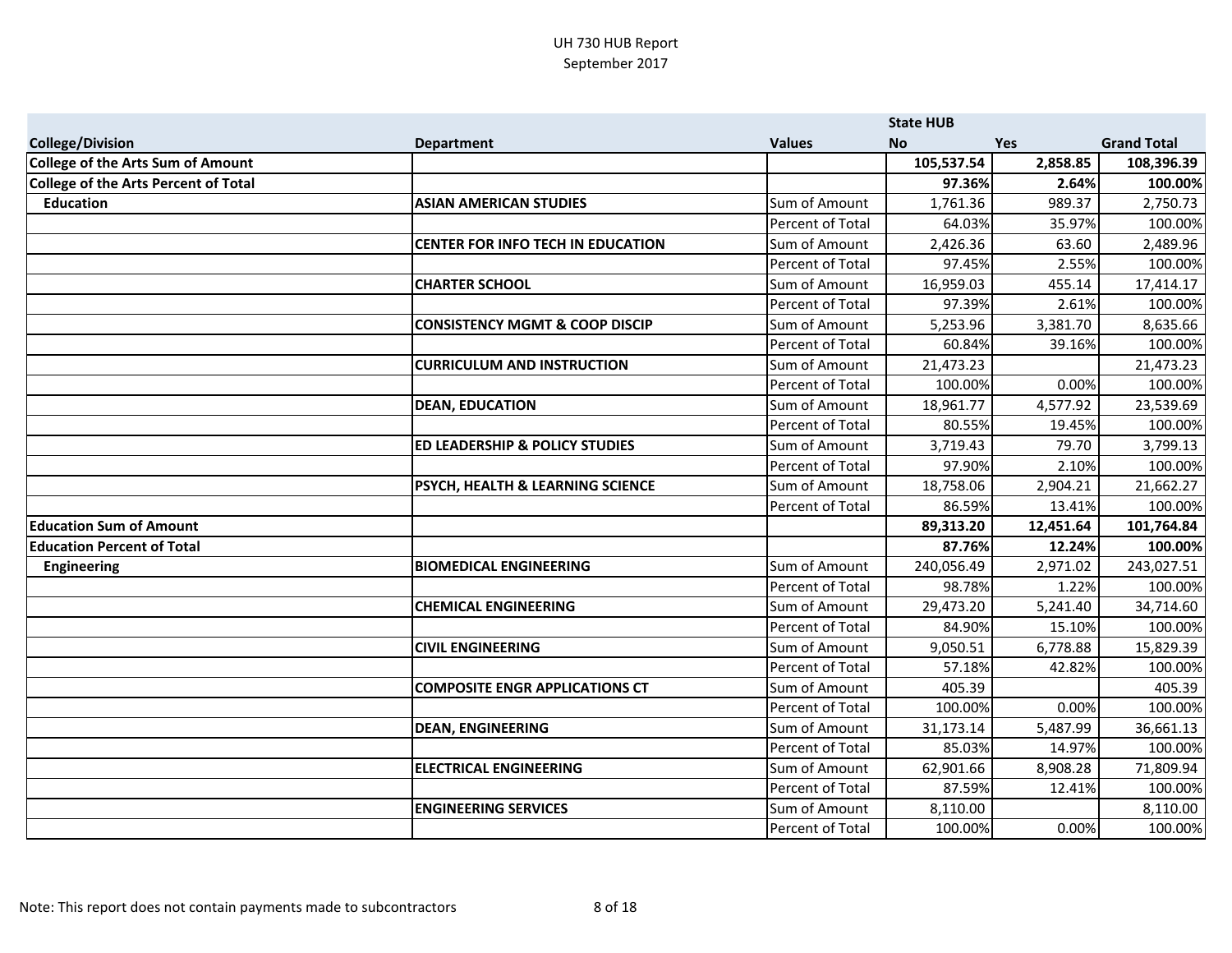UH 730 HUB Report
September 2017

| College/Division | Department | Values | State HUB No | Yes | Grand Total |
|---|---|---|---|---|---|
| **College of the Arts Sum of Amount** | | | **105,537.54** | **2,858.85** | **108,396.39** |
| **College of the Arts Percent of Total** | | | **97.36%** | **2.64%** | **100.00%** |
| **Education** | **ASIAN AMERICAN STUDIES** | Sum of Amount | 1,761.36 | 989.37 | 2,750.73 |
| | | Percent of Total | 64.03% | 35.97% | 100.00% |
| | **CENTER FOR INFO TECH IN EDUCATION** | Sum of Amount | 2,426.36 | 63.60 | 2,489.96 |
| | | Percent of Total | 97.45% | 2.55% | 100.00% |
| | **CHARTER SCHOOL** | Sum of Amount | 16,959.03 | 455.14 | 17,414.17 |
| | | Percent of Total | 97.39% | 2.61% | 100.00% |
| | **CONSISTENCY MGMT & COOP DISCIP** | Sum of Amount | 5,253.96 | 3,381.70 | 8,635.66 |
| | | Percent of Total | 60.84% | 39.16% | 100.00% |
| | **CURRICULUM AND INSTRUCTION** | Sum of Amount | 21,473.23 | | 21,473.23 |
| | | Percent of Total | 100.00% | 0.00% | 100.00% |
| | **DEAN, EDUCATION** | Sum of Amount | 18,961.77 | 4,577.92 | 23,539.69 |
| | | Percent of Total | 80.55% | 19.45% | 100.00% |
| | **ED LEADERSHIP & POLICY STUDIES** | Sum of Amount | 3,719.43 | 79.70 | 3,799.13 |
| | | Percent of Total | 97.90% | 2.10% | 100.00% |
| | **PSYCH, HEALTH & LEARNING SCIENCE** | Sum of Amount | 18,758.06 | 2,904.21 | 21,662.27 |
| | | Percent of Total | 86.59% | 13.41% | 100.00% |
| **Education Sum of Amount** | | | **89,313.20** | **12,451.64** | **101,764.84** |
| **Education Percent of Total** | | | **87.76%** | **12.24%** | **100.00%** |
| **Engineering** | **BIOMEDICAL ENGINEERING** | Sum of Amount | 240,056.49 | 2,971.02 | 243,027.51 |
| | | Percent of Total | 98.78% | 1.22% | 100.00% |
| | **CHEMICAL ENGINEERING** | Sum of Amount | 29,473.20 | 5,241.40 | 34,714.60 |
| | | Percent of Total | 84.90% | 15.10% | 100.00% |
| | **CIVIL ENGINEERING** | Sum of Amount | 9,050.51 | 6,778.88 | 15,829.39 |
| | | Percent of Total | 57.18% | 42.82% | 100.00% |
| | **COMPOSITE ENGR APPLICATIONS CT** | Sum of Amount | 405.39 | | 405.39 |
| | | Percent of Total | 100.00% | 0.00% | 100.00% |
| | **DEAN, ENGINEERING** | Sum of Amount | 31,173.14 | 5,487.99 | 36,661.13 |
| | | Percent of Total | 85.03% | 14.97% | 100.00% |
| | **ELECTRICAL ENGINEERING** | Sum of Amount | 62,901.66 | 8,908.28 | 71,809.94 |
| | | Percent of Total | 87.59% | 12.41% | 100.00% |
| | **ENGINEERING SERVICES** | Sum of Amount | 8,110.00 | | 8,110.00 |
| | | Percent of Total | 100.00% | 0.00% | 100.00% |

Note: This report does not contain payments made to subcontractors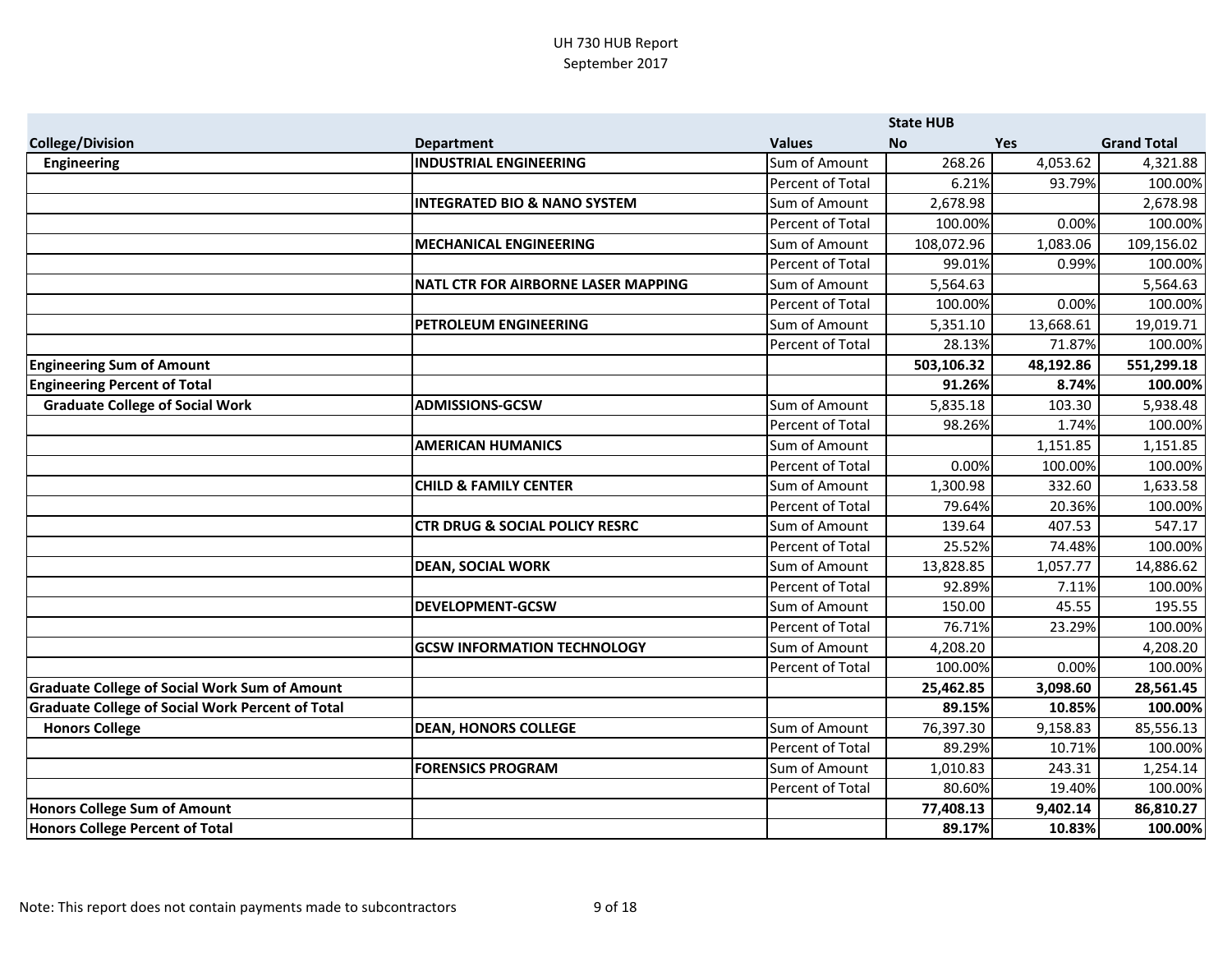UH 730 HUB Report
September 2017

| College/Division | Department | Values | State HUB No | Yes | Grand Total |
|---|---|---|---|---|---|
| Engineering | INDUSTRIAL ENGINEERING | Sum of Amount | 268.26 | 4,053.62 | 4,321.88 |
| | | Percent of Total | 6.21% | 93.79% | 100.00% |
| | INTEGRATED BIO & NANO SYSTEM | Sum of Amount | 2,678.98 | | 2,678.98 |
| | | Percent of Total | 100.00% | 0.00% | 100.00% |
| | MECHANICAL ENGINEERING | Sum of Amount | 108,072.96 | 1,083.06 | 109,156.02 |
| | | Percent of Total | 99.01% | 0.99% | 100.00% |
| | NATL CTR FOR AIRBORNE LASER MAPPING | Sum of Amount | 5,564.63 | | 5,564.63 |
| | | Percent of Total | 100.00% | 0.00% | 100.00% |
| | PETROLEUM ENGINEERING | Sum of Amount | 5,351.10 | 13,668.61 | 19,019.71 |
| | | Percent of Total | 28.13% | 71.87% | 100.00% |
| **Engineering Sum of Amount** | | | **503,106.32** | **48,192.86** | **551,299.18** |
| **Engineering Percent of Total** | | | **91.26%** | **8.74%** | **100.00%** |
| Graduate College of Social Work | ADMISSIONS-GCSW | Sum of Amount | 5,835.18 | 103.30 | 5,938.48 |
| | | Percent of Total | 98.26% | 1.74% | 100.00% |
| | AMERICAN HUMANICS | Sum of Amount | | 1,151.85 | 1,151.85 |
| | | Percent of Total | 0.00% | 100.00% | 100.00% |
| | CHILD & FAMILY CENTER | Sum of Amount | 1,300.98 | 332.60 | 1,633.58 |
| | | Percent of Total | 79.64% | 20.36% | 100.00% |
| | CTR DRUG & SOCIAL POLICY RESRC | Sum of Amount | 139.64 | 407.53 | 547.17 |
| | | Percent of Total | 25.52% | 74.48% | 100.00% |
| | DEAN, SOCIAL WORK | Sum of Amount | 13,828.85 | 1,057.77 | 14,886.62 |
| | | Percent of Total | 92.89% | 7.11% | 100.00% |
| | DEVELOPMENT-GCSW | Sum of Amount | 150.00 | 45.55 | 195.55 |
| | | Percent of Total | 76.71% | 23.29% | 100.00% |
| | GCSW INFORMATION TECHNOLOGY | Sum of Amount | 4,208.20 | | 4,208.20 |
| | | Percent of Total | 100.00% | 0.00% | 100.00% |
| **Graduate College of Social Work Sum of Amount** | | | **25,462.85** | **3,098.60** | **28,561.45** |
| **Graduate College of Social Work Percent of Total** | | | **89.15%** | **10.85%** | **100.00%** |
| Honors College | DEAN, HONORS COLLEGE | Sum of Amount | 76,397.30 | 9,158.83 | 85,556.13 |
| | | Percent of Total | 89.29% | 10.71% | 100.00% |
| | FORENSICS PROGRAM | Sum of Amount | 1,010.83 | 243.31 | 1,254.14 |
| | | Percent of Total | 80.60% | 19.40% | 100.00% |
| **Honors College Sum of Amount** | | | **77,408.13** | **9,402.14** | **86,810.27** |
| **Honors College Percent of Total** | | | **89.17%** | **10.83%** | **100.00%** |

Note: This report does not contain payments made to subcontractors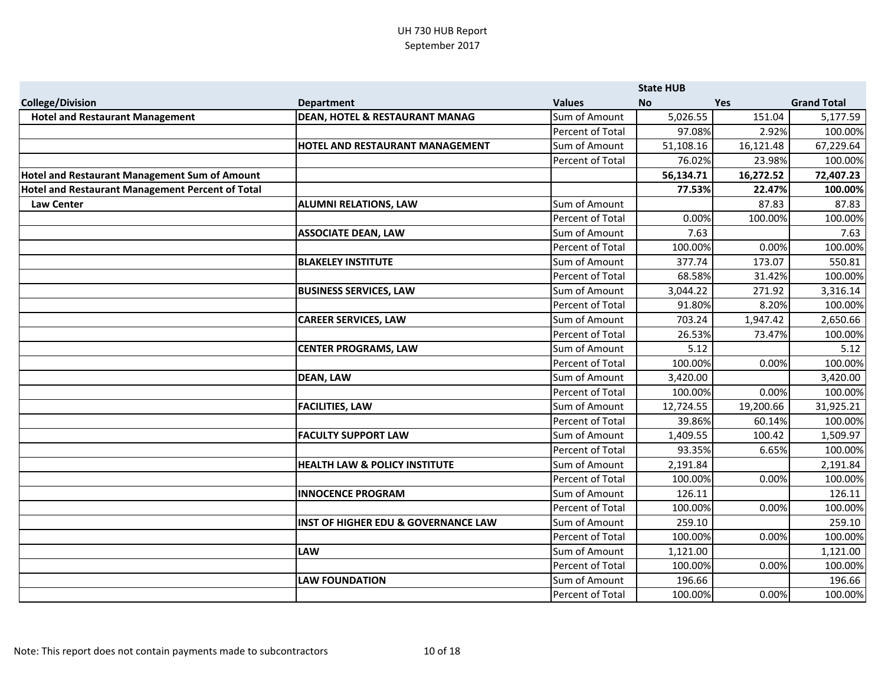UH 730 HUB Report
September 2017

| College/Division | Department | Values | State HUB No | Yes | Grand Total |
|---|---|---|---|---|---|
| **Hotel and Restaurant Management** | **DEAN, HOTEL & RESTAURANT MANAG** | Sum of Amount | 5,026.55 | 151.04 | 5,177.59 |
| | | Percent of Total | 97.08% | 2.92% | 100.00% |
| | **HOTEL AND RESTAURANT MANAGEMENT** | Sum of Amount | 51,108.16 | 16,121.48 | 67,229.64 |
| | | Percent of Total | 76.02% | 23.98% | 100.00% |
| **Hotel and Restaurant Management Sum of Amount** | | | **56,134.71** | **16,272.52** | **72,407.23** |
| **Hotel and Restaurant Management Percent of Total** | | | **77.53%** | **22.47%** | **100.00%** |
| **Law Center** | **ALUMNI RELATIONS, LAW** | Sum of Amount | | 87.83 | 87.83 |
| | | Percent of Total | 0.00% | 100.00% | 100.00% |
| | **ASSOCIATE DEAN, LAW** | Sum of Amount | 7.63 | | 7.63 |
| | | Percent of Total | 100.00% | 0.00% | 100.00% |
| | **BLAKELEY INSTITUTE** | Sum of Amount | 377.74 | 173.07 | 550.81 |
| | | Percent of Total | 68.58% | 31.42% | 100.00% |
| | **BUSINESS SERVICES, LAW** | Sum of Amount | 3,044.22 | 271.92 | 3,316.14 |
| | | Percent of Total | 91.80% | 8.20% | 100.00% |
| | **CAREER SERVICES, LAW** | Sum of Amount | 703.24 | 1,947.42 | 2,650.66 |
| | | Percent of Total | 26.53% | 73.47% | 100.00% |
| | **CENTER PROGRAMS, LAW** | Sum of Amount | 5.12 | | 5.12 |
| | | Percent of Total | 100.00% | 0.00% | 100.00% |
| | **DEAN, LAW** | Sum of Amount | 3,420.00 | | 3,420.00 |
| | | Percent of Total | 100.00% | 0.00% | 100.00% |
| | **FACILITIES, LAW** | Sum of Amount | 12,724.55 | 19,200.66 | 31,925.21 |
| | | Percent of Total | 39.86% | 60.14% | 100.00% |
| | **FACULTY SUPPORT LAW** | Sum of Amount | 1,409.55 | 100.42 | 1,509.97 |
| | | Percent of Total | 93.35% | 6.65% | 100.00% |
| | **HEALTH LAW & POLICY INSTITUTE** | Sum of Amount | 2,191.84 | | 2,191.84 |
| | | Percent of Total | 100.00% | 0.00% | 100.00% |
| | **INNOCENCE PROGRAM** | Sum of Amount | 126.11 | | 126.11 |
| | | Percent of Total | 100.00% | 0.00% | 100.00% |
| | **INST OF HIGHER EDU & GOVERNANCE LAW** | Sum of Amount | 259.10 | | 259.10 |
| | | Percent of Total | 100.00% | 0.00% | 100.00% |
| | **LAW** | Sum of Amount | 1,121.00 | | 1,121.00 |
| | | Percent of Total | 100.00% | 0.00% | 100.00% |
| | **LAW FOUNDATION** | Sum of Amount | 196.66 | | 196.66 |
| | | Percent of Total | 100.00% | 0.00% | 100.00% |

Note: This report does not contain payments made to subcontractors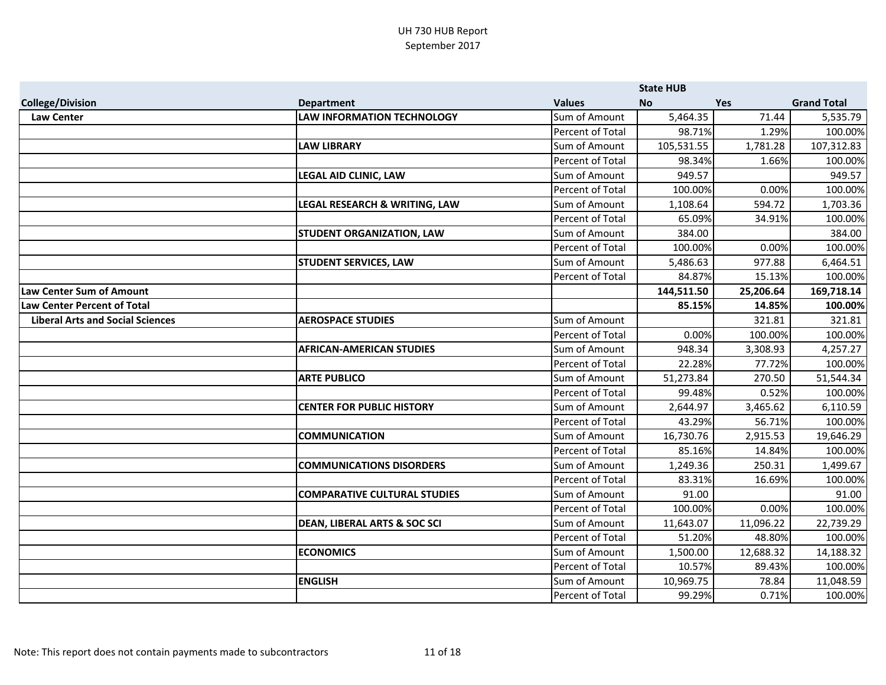UH 730 HUB Report
September 2017

| College/Division | Department | Values | State HUB No | Yes | Grand Total |
|---|---|---|---|---|---|
| **Law Center** | **LAW INFORMATION TECHNOLOGY** | Sum of Amount | 5,464.35 | 71.44 | 5,535.79 |
| | | Percent of Total | 98.71% | 1.29% | 100.00% |
| | **LAW LIBRARY** | Sum of Amount | 105,531.55 | 1,781.28 | 107,312.83 |
| | | Percent of Total | 98.34% | 1.66% | 100.00% |
| | **LEGAL AID CLINIC, LAW** | Sum of Amount | 949.57 | | 949.57 |
| | | Percent of Total | 100.00% | 0.00% | 100.00% |
| | **LEGAL RESEARCH & WRITING, LAW** | Sum of Amount | 1,108.64 | 594.72 | 1,703.36 |
| | | Percent of Total | 65.09% | 34.91% | 100.00% |
| | **STUDENT ORGANIZATION, LAW** | Sum of Amount | 384.00 | | 384.00 |
| | | Percent of Total | 100.00% | 0.00% | 100.00% |
| | **STUDENT SERVICES, LAW** | Sum of Amount | 5,486.63 | 977.88 | 6,464.51 |
| | | Percent of Total | 84.87% | 15.13% | 100.00% |
| **Law Center Sum of Amount** | | | **144,511.50** | **25,206.64** | **169,718.14** |
| **Law Center Percent of Total** | | | **85.15%** | **14.85%** | **100.00%** |
| **Liberal Arts and Social Sciences** | **AEROSPACE STUDIES** | Sum of Amount | | 321.81 | 321.81 |
| | | Percent of Total | 0.00% | 100.00% | 100.00% |
| | **AFRICAN-AMERICAN STUDIES** | Sum of Amount | 948.34 | 3,308.93 | 4,257.27 |
| | | Percent of Total | 22.28% | 77.72% | 100.00% |
| | **ARTE PUBLICO** | Sum of Amount | 51,273.84 | 270.50 | 51,544.34 |
| | | Percent of Total | 99.48% | 0.52% | 100.00% |
| | **CENTER FOR PUBLIC HISTORY** | Sum of Amount | 2,644.97 | 3,465.62 | 6,110.59 |
| | | Percent of Total | 43.29% | 56.71% | 100.00% |
| | **COMMUNICATION** | Sum of Amount | 16,730.76 | 2,915.53 | 19,646.29 |
| | | Percent of Total | 85.16% | 14.84% | 100.00% |
| | **COMMUNICATIONS DISORDERS** | Sum of Amount | 1,249.36 | 250.31 | 1,499.67 |
| | | Percent of Total | 83.31% | 16.69% | 100.00% |
| | **COMPARATIVE CULTURAL STUDIES** | Sum of Amount | 91.00 | | 91.00 |
| | | Percent of Total | 100.00% | 0.00% | 100.00% |
| | **DEAN, LIBERAL ARTS & SOC SCI** | Sum of Amount | 11,643.07 | 11,096.22 | 22,739.29 |
| | | Percent of Total | 51.20% | 48.80% | 100.00% |
| | **ECONOMICS** | Sum of Amount | 1,500.00 | 12,688.32 | 14,188.32 |
| | | Percent of Total | 10.57% | 89.43% | 100.00% |
| | **ENGLISH** | Sum of Amount | 10,969.75 | 78.84 | 11,048.59 |
| | | Percent of Total | 99.29% | 0.71% | 100.00% |

Note: This report does not contain payments made to subcontractors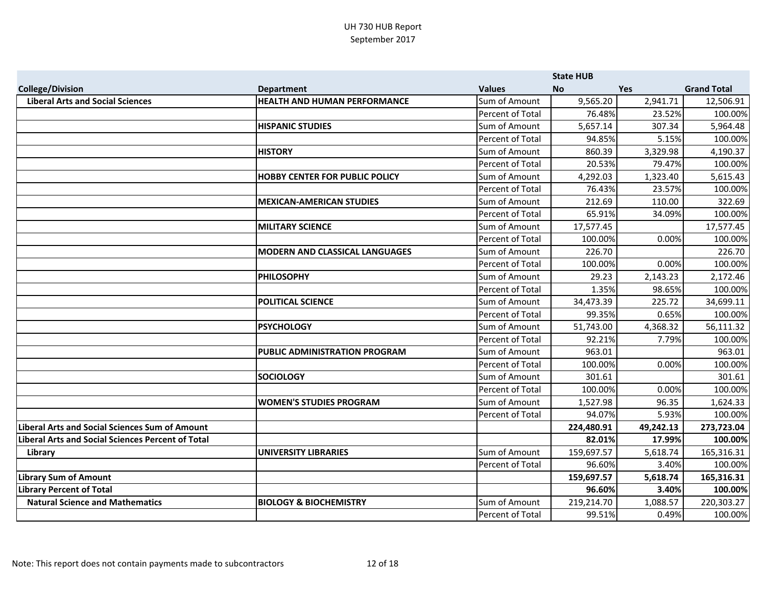UH 730 HUB Report
September 2017

| College/Division | Department | Values | State HUB No | Yes | Grand Total |
|---|---|---|---|---|---|
| Liberal Arts and Social Sciences | HEALTH AND HUMAN PERFORMANCE | Sum of Amount | 9,565.20 | 2,941.71 | 12,506.91 |
| | | Percent of Total | 76.48% | 23.52% | 100.00% |
| | HISPANIC STUDIES | Sum of Amount | 5,657.14 | 307.34 | 5,964.48 |
| | | Percent of Total | 94.85% | 5.15% | 100.00% |
| | HISTORY | Sum of Amount | 860.39 | 3,329.98 | 4,190.37 |
| | | Percent of Total | 20.53% | 79.47% | 100.00% |
| | HOBBY CENTER FOR PUBLIC POLICY | Sum of Amount | 4,292.03 | 1,323.40 | 5,615.43 |
| | | Percent of Total | 76.43% | 23.57% | 100.00% |
| | MEXICAN-AMERICAN STUDIES | Sum of Amount | 212.69 | 110.00 | 322.69 |
| | | Percent of Total | 65.91% | 34.09% | 100.00% |
| | MILITARY SCIENCE | Sum of Amount | 17,577.45 | | 17,577.45 |
| | | Percent of Total | 100.00% | 0.00% | 100.00% |
| | MODERN AND CLASSICAL LANGUAGES | Sum of Amount | 226.70 | | 226.70 |
| | | Percent of Total | 100.00% | 0.00% | 100.00% |
| | PHILOSOPHY | Sum of Amount | 29.23 | 2,143.23 | 2,172.46 |
| | | Percent of Total | 1.35% | 98.65% | 100.00% |
| | POLITICAL SCIENCE | Sum of Amount | 34,473.39 | 225.72 | 34,699.11 |
| | | Percent of Total | 99.35% | 0.65% | 100.00% |
| | PSYCHOLOGY | Sum of Amount | 51,743.00 | 4,368.32 | 56,111.32 |
| | | Percent of Total | 92.21% | 7.79% | 100.00% |
| | PUBLIC ADMINISTRATION PROGRAM | Sum of Amount | 963.01 | | 963.01 |
| | | Percent of Total | 100.00% | 0.00% | 100.00% |
| | SOCIOLOGY | Sum of Amount | 301.61 | | 301.61 |
| | | Percent of Total | 100.00% | 0.00% | 100.00% |
| | WOMEN'S STUDIES PROGRAM | Sum of Amount | 1,527.98 | 96.35 | 1,624.33 |
| | | Percent of Total | 94.07% | 5.93% | 100.00% |
| **Liberal Arts and Social Sciences Sum of Amount** | | | **224,480.91** | **49,242.13** | **273,723.04** |
| **Liberal Arts and Social Sciences Percent of Total** | | | **82.01%** | **17.99%** | **100.00%** |
| Library | UNIVERSITY LIBRARIES | Sum of Amount | 159,697.57 | 5,618.74 | 165,316.31 |
| | | Percent of Total | 96.60% | 3.40% | 100.00% |
| **Library Sum of Amount** | | | **159,697.57** | **5,618.74** | **165,316.31** |
| **Library Percent of Total** | | | **96.60%** | **3.40%** | **100.00%** |
| Natural Science and Mathematics | BIOLOGY & BIOCHEMISTRY | Sum of Amount | 219,214.70 | 1,088.57 | 220,303.27 |
| | | Percent of Total | 99.51% | 0.49% | 100.00% |

Note: This report does not contain payments made to subcontractors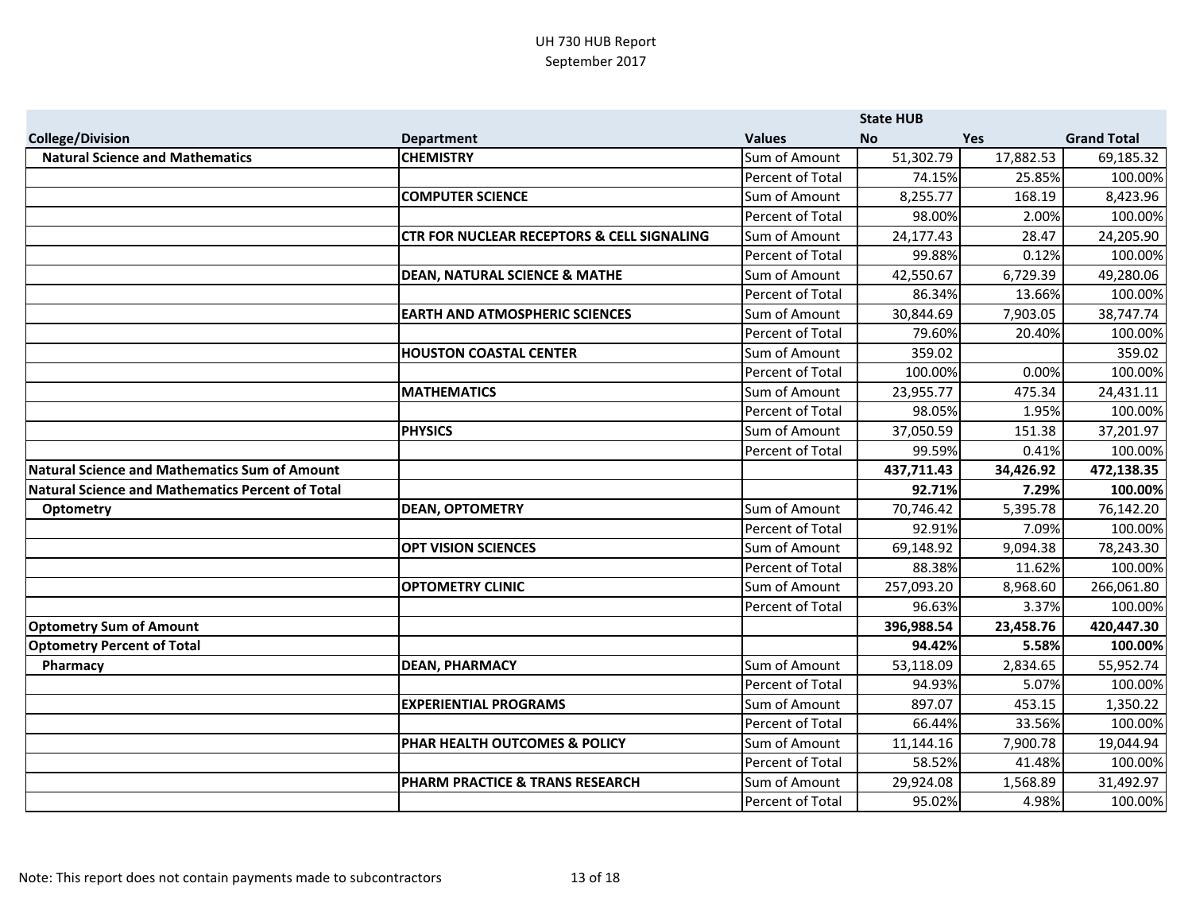UH 730 HUB Report
September 2017

| | | | State HUB | | |
|---|---|---|---|---|---|
| **College/Division** | **Department** | **Values** | **No** | **Yes** | **Grand Total** |
| **Natural Science and Mathematics** | **CHEMISTRY** | Sum of Amount | 51,302.79 | 17,882.53 | 69,185.32 |
| | | Percent of Total | 74.15% | 25.85% | 100.00% |
| | **COMPUTER SCIENCE** | Sum of Amount | 8,255.77 | 168.19 | 8,423.96 |
| | | Percent of Total | 98.00% | 2.00% | 100.00% |
| | **CTR FOR NUCLEAR RECEPTORS & CELL SIGNALING** | Sum of Amount | 24,177.43 | 28.47 | 24,205.90 |
| | | Percent of Total | 99.88% | 0.12% | 100.00% |
| | **DEAN, NATURAL SCIENCE & MATHE** | Sum of Amount | 42,550.67 | 6,729.39 | 49,280.06 |
| | | Percent of Total | 86.34% | 13.66% | 100.00% |
| | **EARTH AND ATMOSPHERIC SCIENCES** | Sum of Amount | 30,844.69 | 7,903.05 | 38,747.74 |
| | | Percent of Total | 79.60% | 20.40% | 100.00% |
| | **HOUSTON COASTAL CENTER** | Sum of Amount | 359.02 | | 359.02 |
| | | Percent of Total | 100.00% | 0.00% | 100.00% |
| | **MATHEMATICS** | Sum of Amount | 23,955.77 | 475.34 | 24,431.11 |
| | | Percent of Total | 98.05% | 1.95% | 100.00% |
| | **PHYSICS** | Sum of Amount | 37,050.59 | 151.38 | 37,201.97 |
| | | Percent of Total | 99.59% | 0.41% | 100.00% |
| **Natural Science and Mathematics Sum of Amount** | | | **437,711.43** | **34,426.92** | **472,138.35** |
| **Natural Science and Mathematics Percent of Total** | | | **92.71%** | **7.29%** | **100.00%** |
| **Optometry** | **DEAN, OPTOMETRY** | Sum of Amount | 70,746.42 | 5,395.78 | 76,142.20 |
| | | Percent of Total | 92.91% | 7.09% | 100.00% |
| | **OPT VISION SCIENCES** | Sum of Amount | 69,148.92 | 9,094.38 | 78,243.30 |
| | | Percent of Total | 88.38% | 11.62% | 100.00% |
| | **OPTOMETRY CLINIC** | Sum of Amount | 257,093.20 | 8,968.60 | 266,061.80 |
| | | Percent of Total | 96.63% | 3.37% | 100.00% |
| **Optometry Sum of Amount** | | | **396,988.54** | **23,458.76** | **420,447.30** |
| **Optometry Percent of Total** | | | **94.42%** | **5.58%** | **100.00%** |
| **Pharmacy** | **DEAN, PHARMACY** | Sum of Amount | 53,118.09 | 2,834.65 | 55,952.74 |
| | | Percent of Total | 94.93% | 5.07% | 100.00% |
| | **EXPERIENTIAL PROGRAMS** | Sum of Amount | 897.07 | 453.15 | 1,350.22 |
| | | Percent of Total | 66.44% | 33.56% | 100.00% |
| | **PHAR HEALTH OUTCOMES & POLICY** | Sum of Amount | 11,144.16 | 7,900.78 | 19,044.94 |
| | | Percent of Total | 58.52% | 41.48% | 100.00% |
| | **PHARM PRACTICE & TRANS RESEARCH** | Sum of Amount | 29,924.08 | 1,568.89 | 31,492.97 |
| | | Percent of Total | 95.02% | 4.98% | 100.00% |

Note: This report does not contain payments made to subcontractors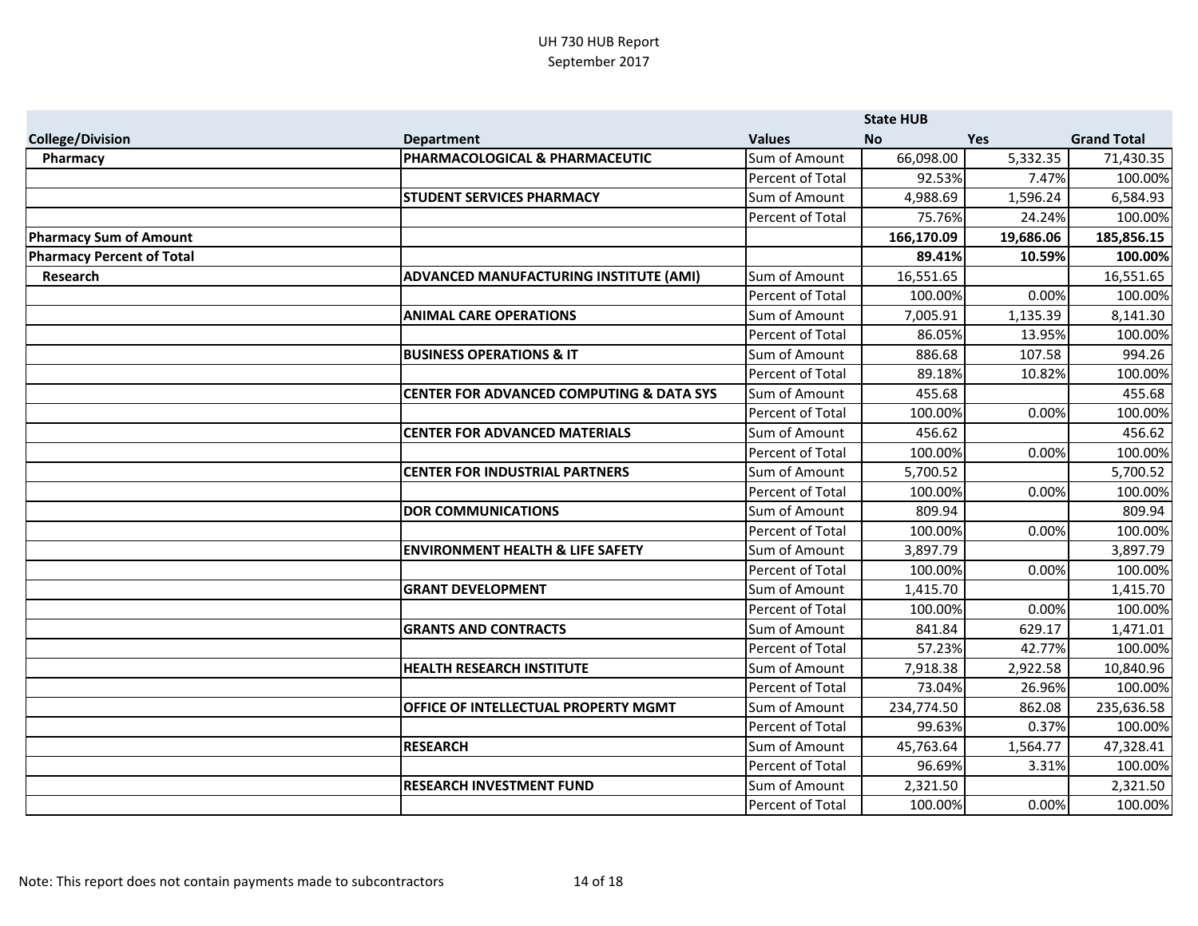UH 730 HUB Report
September 2017

| | | | State HUB | | |
|---|---|---|---|---|---|
| **College/Division** | **Department** | **Values** | **No** | **Yes** | **Grand Total** |
| **Pharmacy** | **PHARMACOLOGICAL & PHARMACEUTIC** | Sum of Amount | 66,098.00 | 5,332.35 | 71,430.35 |
| | | Percent of Total | 92.53% | 7.47% | 100.00% |
| | **STUDENT SERVICES PHARMACY** | Sum of Amount | 4,988.69 | 1,596.24 | 6,584.93 |
| | | Percent of Total | 75.76% | 24.24% | 100.00% |
| **Pharmacy Sum of Amount** | | | **166,170.09** | **19,686.06** | **185,856.15** |
| **Pharmacy Percent of Total** | | | **89.41%** | **10.59%** | **100.00%** |
| **Research** | **ADVANCED MANUFACTURING INSTITUTE (AMI)** | Sum of Amount | 16,551.65 | | 16,551.65 |
| | | Percent of Total | 100.00% | 0.00% | 100.00% |
| | **ANIMAL CARE OPERATIONS** | Sum of Amount | 7,005.91 | 1,135.39 | 8,141.30 |
| | | Percent of Total | 86.05% | 13.95% | 100.00% |
| | **BUSINESS OPERATIONS & IT** | Sum of Amount | 886.68 | 107.58 | 994.26 |
| | | Percent of Total | 89.18% | 10.82% | 100.00% |
| | **CENTER FOR ADVANCED COMPUTING & DATA SYS** | Sum of Amount | 455.68 | | 455.68 |
| | | Percent of Total | 100.00% | 0.00% | 100.00% |
| | **CENTER FOR ADVANCED MATERIALS** | Sum of Amount | 456.62 | | 456.62 |
| | | Percent of Total | 100.00% | 0.00% | 100.00% |
| | **CENTER FOR INDUSTRIAL PARTNERS** | Sum of Amount | 5,700.52 | | 5,700.52 |
| | | Percent of Total | 100.00% | 0.00% | 100.00% |
| | **DOR COMMUNICATIONS** | Sum of Amount | 809.94 | | 809.94 |
| | | Percent of Total | 100.00% | 0.00% | 100.00% |
| | **ENVIRONMENT HEALTH & LIFE SAFETY** | Sum of Amount | 3,897.79 | | 3,897.79 |
| | | Percent of Total | 100.00% | 0.00% | 100.00% |
| | **GRANT DEVELOPMENT** | Sum of Amount | 1,415.70 | | 1,415.70 |
| | | Percent of Total | 100.00% | 0.00% | 100.00% |
| | **GRANTS AND CONTRACTS** | Sum of Amount | 841.84 | 629.17 | 1,471.01 |
| | | Percent of Total | 57.23% | 42.77% | 100.00% |
| | **HEALTH RESEARCH INSTITUTE** | Sum of Amount | 7,918.38 | 2,922.58 | 10,840.96 |
| | | Percent of Total | 73.04% | 26.96% | 100.00% |
| | **OFFICE OF INTELLECTUAL PROPERTY MGMT** | Sum of Amount | 234,774.50 | 862.08 | 235,636.58 |
| | | Percent of Total | 99.63% | 0.37% | 100.00% |
| | **RESEARCH** | Sum of Amount | 45,763.64 | 1,564.77 | 47,328.41 |
| | | Percent of Total | 96.69% | 3.31% | 100.00% |
| | **RESEARCH INVESTMENT FUND** | Sum of Amount | 2,321.50 | | 2,321.50 |
| | | Percent of Total | 100.00% | 0.00% | 100.00% |

Note: This report does not contain payments made to subcontractors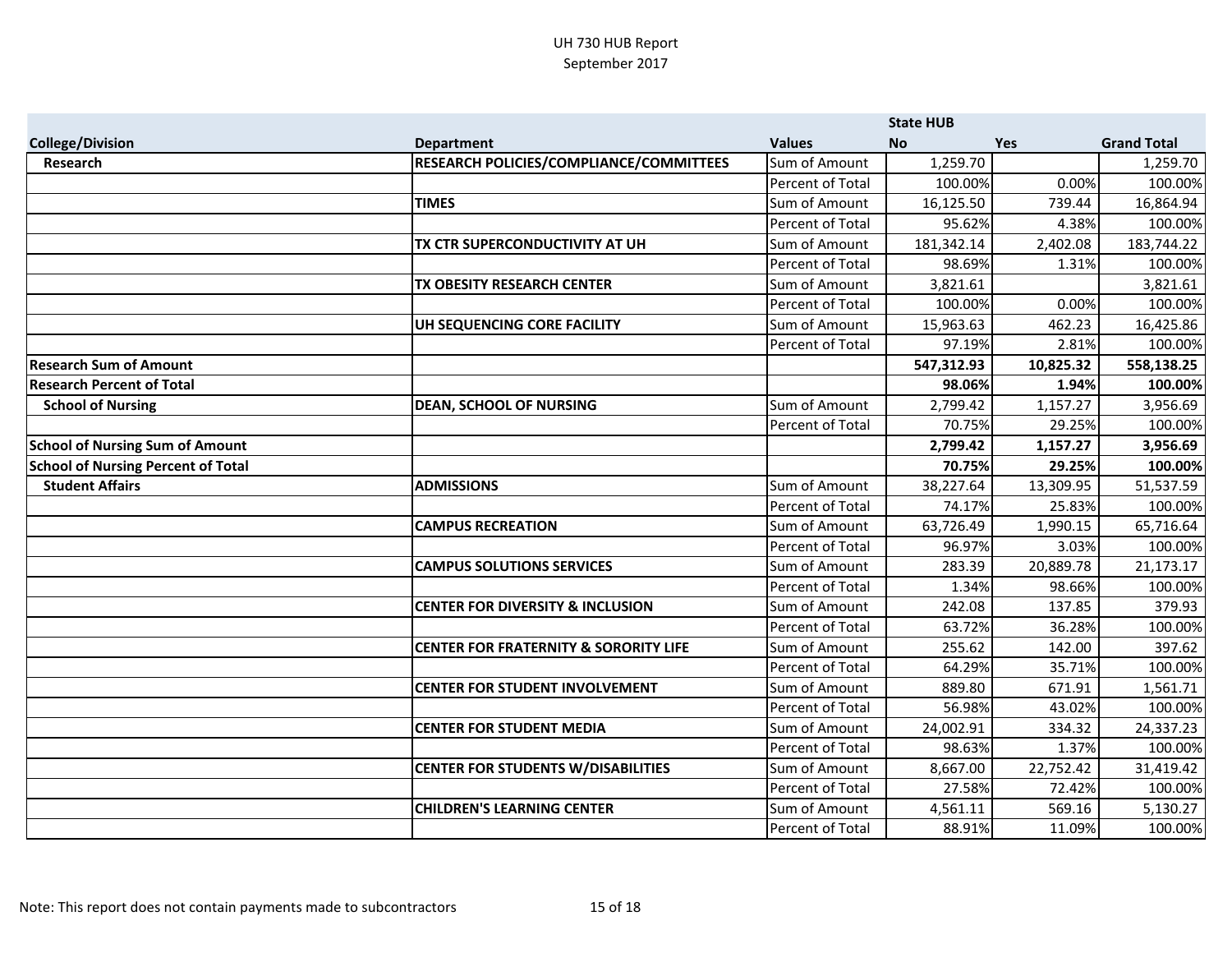UH 730 HUB Report
September 2017

| | | | State HUB | | |
|---|---|---|---|---|---|
| **College/Division** | **Department** | **Values** | **No** | **Yes** | **Grand Total** |
| **Research** | **RESEARCH POLICIES/COMPLIANCE/COMMITTEES** | Sum of Amount | 1,259.70 | | 1,259.70 |
| | | Percent of Total | 100.00% | 0.00% | 100.00% |
| | **TIMES** | Sum of Amount | 16,125.50 | 739.44 | 16,864.94 |
| | | Percent of Total | 95.62% | 4.38% | 100.00% |
| | **TX CTR SUPERCONDUCTIVITY AT UH** | Sum of Amount | 181,342.14 | 2,402.08 | 183,744.22 |
| | | Percent of Total | 98.69% | 1.31% | 100.00% |
| | **TX OBESITY RESEARCH CENTER** | Sum of Amount | 3,821.61 | | 3,821.61 |
| | | Percent of Total | 100.00% | 0.00% | 100.00% |
| | **UH SEQUENCING CORE FACILITY** | Sum of Amount | 15,963.63 | 462.23 | 16,425.86 |
| | | Percent of Total | 97.19% | 2.81% | 100.00% |
| **Research Sum of Amount** | | | **547,312.93** | **10,825.32** | **558,138.25** |
| **Research Percent of Total** | | | **98.06%** | **1.94%** | **100.00%** |
| **School of Nursing** | **DEAN, SCHOOL OF NURSING** | Sum of Amount | 2,799.42 | 1,157.27 | 3,956.69 |
| | | Percent of Total | 70.75% | 29.25% | 100.00% |
| **School of Nursing Sum of Amount** | | | **2,799.42** | **1,157.27** | **3,956.69** |
| **School of Nursing Percent of Total** | | | **70.75%** | **29.25%** | **100.00%** |
| **Student Affairs** | **ADMISSIONS** | Sum of Amount | 38,227.64 | 13,309.95 | 51,537.59 |
| | | Percent of Total | 74.17% | 25.83% | 100.00% |
| | **CAMPUS RECREATION** | Sum of Amount | 63,726.49 | 1,990.15 | 65,716.64 |
| | | Percent of Total | 96.97% | 3.03% | 100.00% |
| | **CAMPUS SOLUTIONS SERVICES** | Sum of Amount | 283.39 | 20,889.78 | 21,173.17 |
| | | Percent of Total | 1.34% | 98.66% | 100.00% |
| | **CENTER FOR DIVERSITY & INCLUSION** | Sum of Amount | 242.08 | 137.85 | 379.93 |
| | | Percent of Total | 63.72% | 36.28% | 100.00% |
| | **CENTER FOR FRATERNITY & SORORITY LIFE** | Sum of Amount | 255.62 | 142.00 | 397.62 |
| | | Percent of Total | 64.29% | 35.71% | 100.00% |
| | **CENTER FOR STUDENT INVOLVEMENT** | Sum of Amount | 889.80 | 671.91 | 1,561.71 |
| | | Percent of Total | 56.98% | 43.02% | 100.00% |
| | **CENTER FOR STUDENT MEDIA** | Sum of Amount | 24,002.91 | 334.32 | 24,337.23 |
| | | Percent of Total | 98.63% | 1.37% | 100.00% |
| | **CENTER FOR STUDENTS W/DISABILITIES** | Sum of Amount | 8,667.00 | 22,752.42 | 31,419.42 |
| | | Percent of Total | 27.58% | 72.42% | 100.00% |
| | **CHILDREN'S LEARNING CENTER** | Sum of Amount | 4,561.11 | 569.16 | 5,130.27 |
| | | Percent of Total | 88.91% | 11.09% | 100.00% |

Note: This report does not contain payments made to subcontractors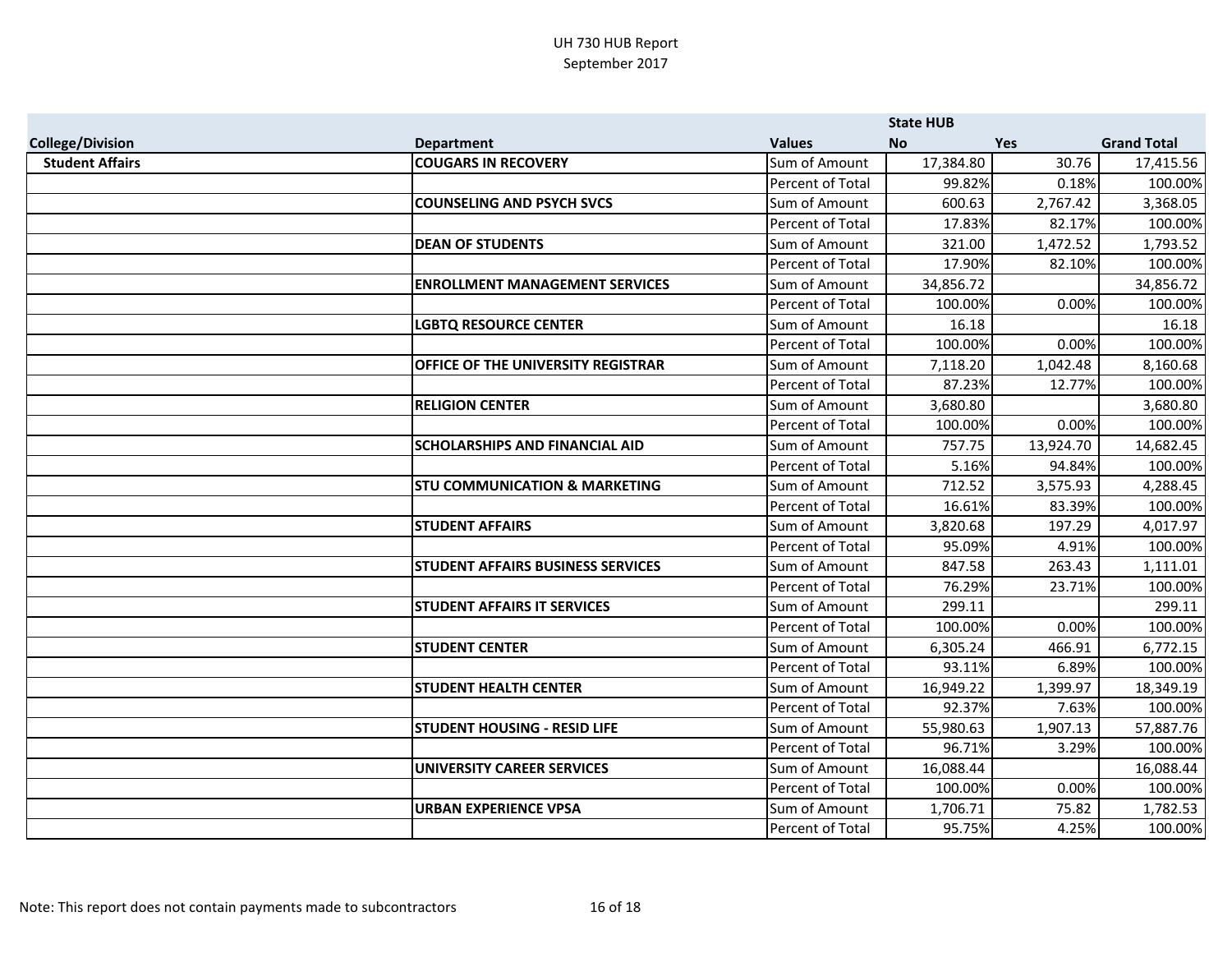UH 730 HUB Report
September 2017

| College/Division | Department | Values | State HUB No | Yes | Grand Total |
|---|---|---|---|---|---|
| **Student Affairs** | **COUGARS IN RECOVERY** | Sum of Amount | 17,384.80 | 30.76 | 17,415.56 |
| | | Percent of Total | 99.82% | 0.18% | 100.00% |
| | **COUNSELING AND PSYCH SVCS** | Sum of Amount | 600.63 | 2,767.42 | 3,368.05 |
| | | Percent of Total | 17.83% | 82.17% | 100.00% |
| | **DEAN OF STUDENTS** | Sum of Amount | 321.00 | 1,472.52 | 1,793.52 |
| | | Percent of Total | 17.90% | 82.10% | 100.00% |
| | **ENROLLMENT MANAGEMENT SERVICES** | Sum of Amount | 34,856.72 | | 34,856.72 |
| | | Percent of Total | 100.00% | 0.00% | 100.00% |
| | **LGBTQ RESOURCE CENTER** | Sum of Amount | 16.18 | | 16.18 |
| | | Percent of Total | 100.00% | 0.00% | 100.00% |
| | **OFFICE OF THE UNIVERSITY REGISTRAR** | Sum of Amount | 7,118.20 | 1,042.48 | 8,160.68 |
| | | Percent of Total | 87.23% | 12.77% | 100.00% |
| | **RELIGION CENTER** | Sum of Amount | 3,680.80 | | 3,680.80 |
| | | Percent of Total | 100.00% | 0.00% | 100.00% |
| | **SCHOLARSHIPS AND FINANCIAL AID** | Sum of Amount | 757.75 | 13,924.70 | 14,682.45 |
| | | Percent of Total | 5.16% | 94.84% | 100.00% |
| | **STU COMMUNICATION & MARKETING** | Sum of Amount | 712.52 | 3,575.93 | 4,288.45 |
| | | Percent of Total | 16.61% | 83.39% | 100.00% |
| | **STUDENT AFFAIRS** | Sum of Amount | 3,820.68 | 197.29 | 4,017.97 |
| | | Percent of Total | 95.09% | 4.91% | 100.00% |
| | **STUDENT AFFAIRS BUSINESS SERVICES** | Sum of Amount | 847.58 | 263.43 | 1,111.01 |
| | | Percent of Total | 76.29% | 23.71% | 100.00% |
| | **STUDENT AFFAIRS IT SERVICES** | Sum of Amount | 299.11 | | 299.11 |
| | | Percent of Total | 100.00% | 0.00% | 100.00% |
| | **STUDENT CENTER** | Sum of Amount | 6,305.24 | 466.91 | 6,772.15 |
| | | Percent of Total | 93.11% | 6.89% | 100.00% |
| | **STUDENT HEALTH CENTER** | Sum of Amount | 16,949.22 | 1,399.97 | 18,349.19 |
| | | Percent of Total | 92.37% | 7.63% | 100.00% |
| | **STUDENT HOUSING - RESID LIFE** | Sum of Amount | 55,980.63 | 1,907.13 | 57,887.76 |
| | | Percent of Total | 96.71% | 3.29% | 100.00% |
| | **UNIVERSITY CAREER SERVICES** | Sum of Amount | 16,088.44 | | 16,088.44 |
| | | Percent of Total | 100.00% | 0.00% | 100.00% |
| | **URBAN EXPERIENCE VPSA** | Sum of Amount | 1,706.71 | 75.82 | 1,782.53 |
| | | Percent of Total | 95.75% | 4.25% | 100.00% |

Note: This report does not contain payments made to subcontractors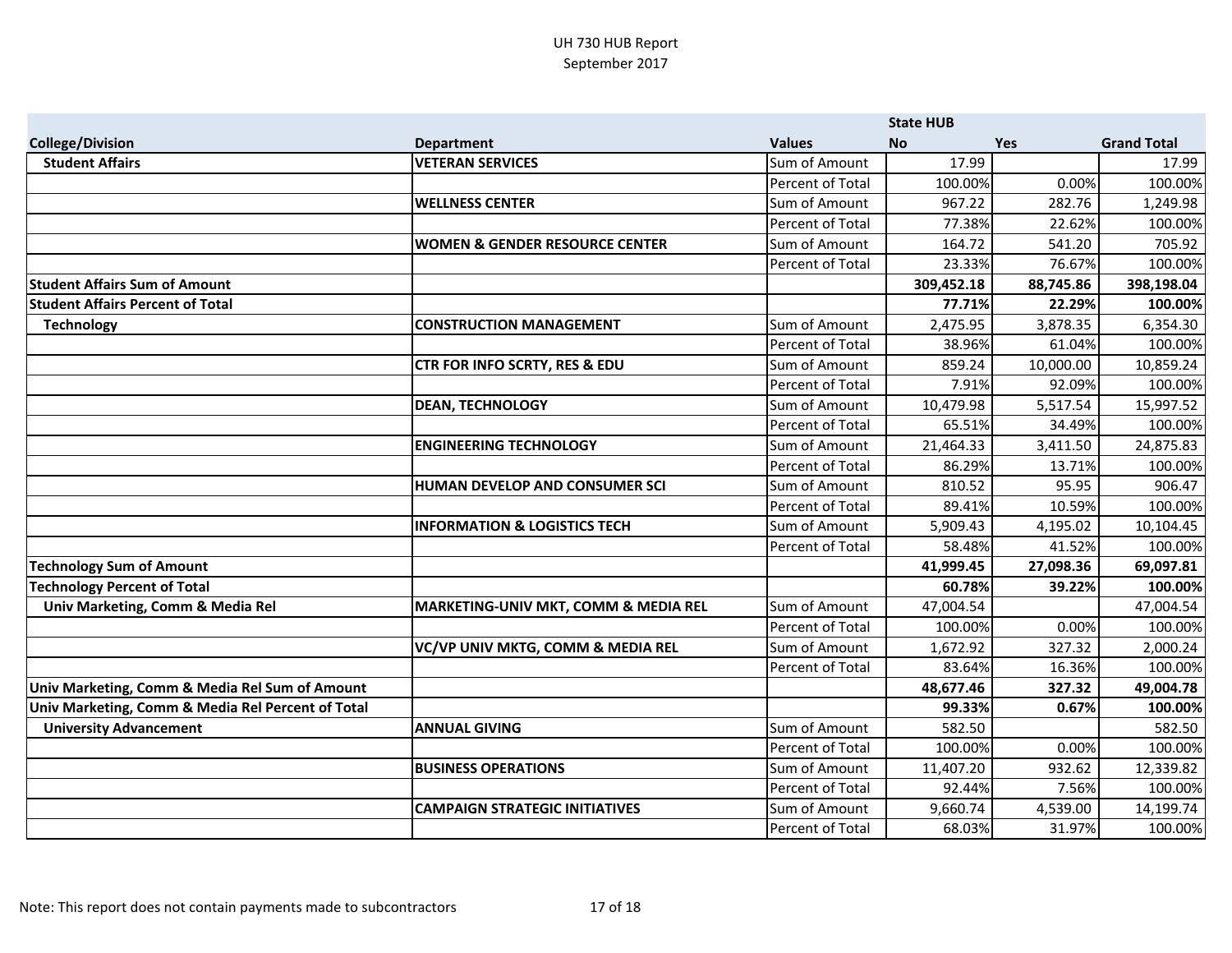UH 730 HUB Report
September 2017

| College/Division | Department | Values | State HUB No | Yes | Grand Total |
|---|---|---|---|---|---|
| **Student Affairs** | **VETERAN SERVICES** | Sum of Amount | 17.99 | | 17.99 |
| | | Percent of Total | 100.00% | 0.00% | 100.00% |
| | **WELLNESS CENTER** | Sum of Amount | 967.22 | 282.76 | 1,249.98 |
| | | Percent of Total | 77.38% | 22.62% | 100.00% |
| | **WOMEN & GENDER RESOURCE CENTER** | Sum of Amount | 164.72 | 541.20 | 705.92 |
| | | Percent of Total | 23.33% | 76.67% | 100.00% |
| **Student Affairs Sum of Amount** | | | **309,452.18** | **88,745.86** | **398,198.04** |
| **Student Affairs Percent of Total** | | | **77.71%** | **22.29%** | **100.00%** |
| **Technology** | **CONSTRUCTION MANAGEMENT** | Sum of Amount | 2,475.95 | 3,878.35 | 6,354.30 |
| | | Percent of Total | 38.96% | 61.04% | 100.00% |
| | **CTR FOR INFO SCRTY, RES & EDU** | Sum of Amount | 859.24 | 10,000.00 | 10,859.24 |
| | | Percent of Total | 7.91% | 92.09% | 100.00% |
| | **DEAN, TECHNOLOGY** | Sum of Amount | 10,479.98 | 5,517.54 | 15,997.52 |
| | | Percent of Total | 65.51% | 34.49% | 100.00% |
| | **ENGINEERING TECHNOLOGY** | Sum of Amount | 21,464.33 | 3,411.50 | 24,875.83 |
| | | Percent of Total | 86.29% | 13.71% | 100.00% |
| | **HUMAN DEVELOP AND CONSUMER SCI** | Sum of Amount | 810.52 | 95.95 | 906.47 |
| | | Percent of Total | 89.41% | 10.59% | 100.00% |
| | **INFORMATION & LOGISTICS TECH** | Sum of Amount | 5,909.43 | 4,195.02 | 10,104.45 |
| | | Percent of Total | 58.48% | 41.52% | 100.00% |
| **Technology Sum of Amount** | | | **41,999.45** | **27,098.36** | **69,097.81** |
| **Technology Percent of Total** | | | **60.78%** | **39.22%** | **100.00%** |
| **Univ Marketing, Comm & Media Rel** | **MARKETING-UNIV MKT, COMM & MEDIA REL** | Sum of Amount | 47,004.54 | | 47,004.54 |
| | | Percent of Total | 100.00% | 0.00% | 100.00% |
| | **VC/VP UNIV MKTG, COMM & MEDIA REL** | Sum of Amount | 1,672.92 | 327.32 | 2,000.24 |
| | | Percent of Total | 83.64% | 16.36% | 100.00% |
| **Univ Marketing, Comm & Media Rel Sum of Amount** | | | **48,677.46** | **327.32** | **49,004.78** |
| **Univ Marketing, Comm & Media Rel Percent of Total** | | | **99.33%** | **0.67%** | **100.00%** |
| **University Advancement** | **ANNUAL GIVING** | Sum of Amount | 582.50 | | 582.50 |
| | | Percent of Total | 100.00% | 0.00% | 100.00% |
| | **BUSINESS OPERATIONS** | Sum of Amount | 11,407.20 | 932.62 | 12,339.82 |
| | | Percent of Total | 92.44% | 7.56% | 100.00% |
| | **CAMPAIGN STRATEGIC INITIATIVES** | Sum of Amount | 9,660.74 | 4,539.00 | 14,199.74 |
| | | Percent of Total | 68.03% | 31.97% | 100.00% |

Note: This report does not contain payments made to subcontractors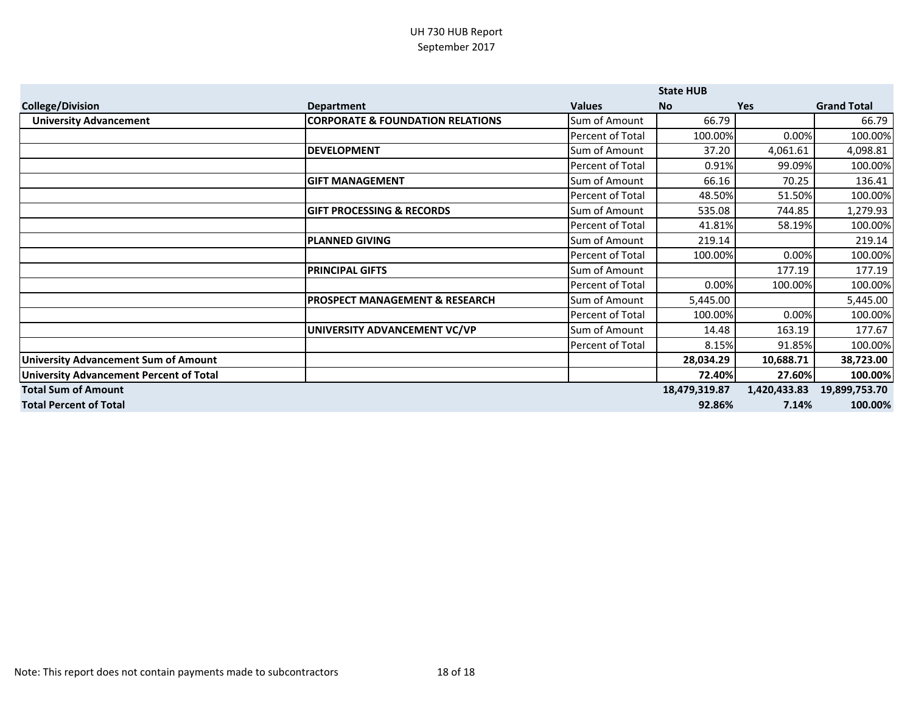UH 730 HUB Report
September 2017

| | | | State HUB | | |
|---|---|---|---|---|---|
| **College/Division** | **Department** | **Values** | **No** | **Yes** | **Grand Total** |
| **University Advancement** | **CORPORATE & FOUNDATION RELATIONS** | Sum of Amount | 66.79 | | 66.79 |
| | | Percent of Total | 100.00% | 0.00% | 100.00% |
| | **DEVELOPMENT** | Sum of Amount | 37.20 | 4,061.61 | 4,098.81 |
| | | Percent of Total | 0.91% | 99.09% | 100.00% |
| | **GIFT MANAGEMENT** | Sum of Amount | 66.16 | 70.25 | 136.41 |
| | | Percent of Total | 48.50% | 51.50% | 100.00% |
| | **GIFT PROCESSING & RECORDS** | Sum of Amount | 535.08 | 744.85 | 1,279.93 |
| | | Percent of Total | 41.81% | 58.19% | 100.00% |
| | **PLANNED GIVING** | Sum of Amount | 219.14 | | 219.14 |
| | | Percent of Total | 100.00% | 0.00% | 100.00% |
| | **PRINCIPAL GIFTS** | Sum of Amount | | 177.19 | 177.19 |
| | | Percent of Total | 0.00% | 100.00% | 100.00% |
| | **PROSPECT MANAGEMENT & RESEARCH** | Sum of Amount | 5,445.00 | | 5,445.00 |
| | | Percent of Total | 100.00% | 0.00% | 100.00% |
| | **UNIVERSITY ADVANCEMENT VC/VP** | Sum of Amount | 14.48 | 163.19 | 177.67 |
| | | Percent of Total | 8.15% | 91.85% | 100.00% |
| **University Advancement Sum of Amount** | | | **28,034.29** | **10,688.71** | **38,723.00** |
| **University Advancement Percent of Total** | | | **72.40%** | **27.60%** | **100.00%** |
| **Total Sum of Amount** | | | **18,479,319.87** | **1,420,433.83** | **19,899,753.70** |
| **Total Percent of Total** | | | **92.86%** | **7.14%** | **100.00%** |

Note: This report does not contain payments made to subcontractors